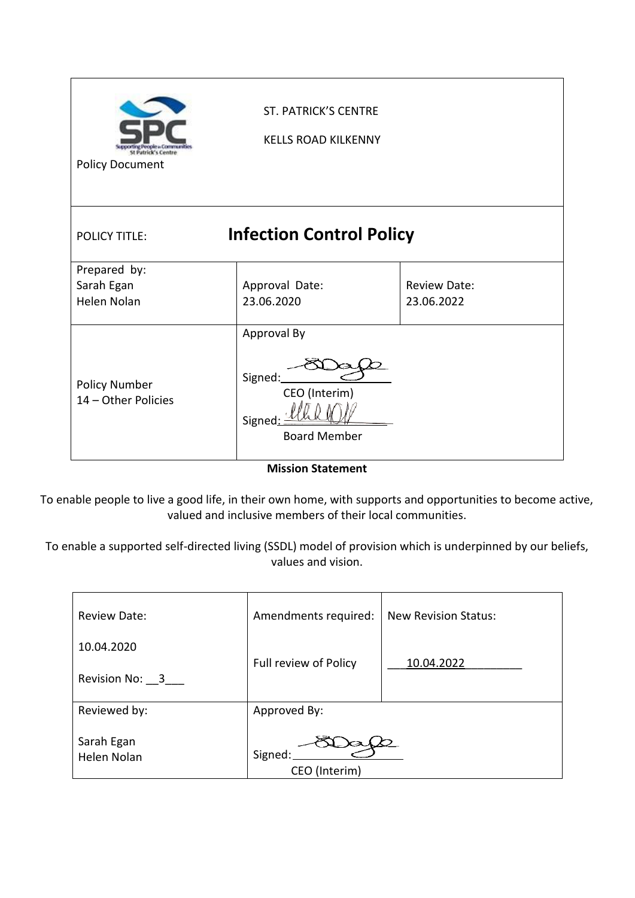| Policy Document | ST. PATRICK'S CENTRE<br><br>KELLS ROAD KILKENNY | |
|---|---|---|
| POLICY TITLE: | **Infection Control Policy** | |
| Prepared by:<br>Sarah Egan<br>Helen Nolan | Approval Date:<br>23.06.2020 | Review Date:<br>23.06.2022 |
| Policy Number<br>14 – Other Policies | Approval By<br><br>Signed: ________<br>CEO (Interim)<br>Signed: ________<br>Board Member | |

**Mission Statement**

To enable people to live a good life, in their own home, with supports and opportunities to become active, valued and inclusive members of their local communities.

To enable a supported self-directed living (SSDL) model of provision which is underpinned by our beliefs, values and vision.

| Review Date:<br><br>10.04.2020<br><br>Revision No: __3___ | Amendments required:<br><br>Full review of Policy | New Revision Status:<br><br>___10.04.2022________ |
|---|---|---|
| Reviewed by:<br><br>Sarah Egan<br>Helen Nolan | Approved By:<br><br>Signed: ________<br>CEO (Interim) | |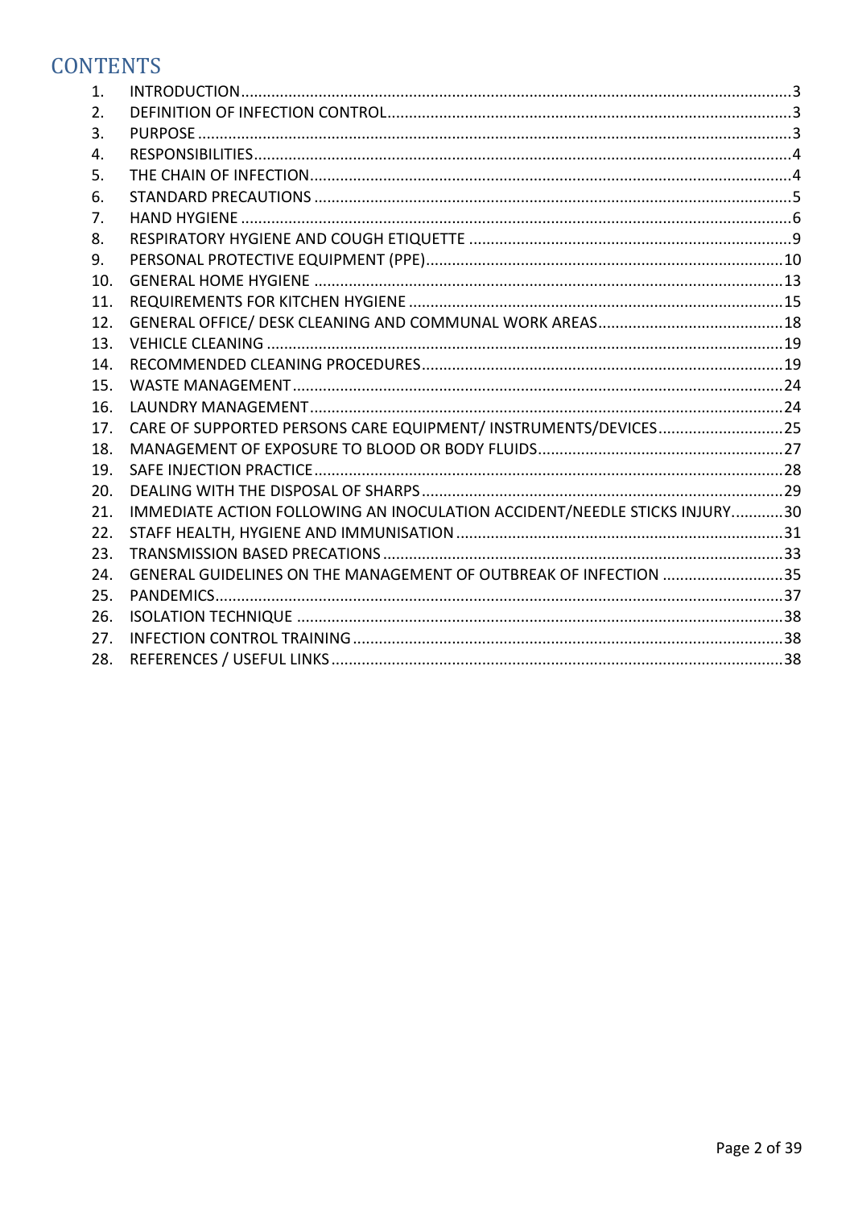# CONTENTS

1. INTRODUCTION ........................................................................ 3
2. DEFINITION OF INFECTION CONTROL ........................................................................ 3
3. PURPOSE ........................................................................ 3
4. RESPONSIBILITIES ........................................................................ 4
5. THE CHAIN OF INFECTION ........................................................................ 4
6. STANDARD PRECAUTIONS ........................................................................ 5
7. HAND HYGIENE ........................................................................ 6
8. RESPIRATORY HYGIENE AND COUGH ETIQUETTE ........................................................................ 9
9. PERSONAL PROTECTIVE EQUIPMENT (PPE) ........................................................................ 10
10. GENERAL HOME HYGIENE ........................................................................ 13
11. REQUIREMENTS FOR KITCHEN HYGIENE ........................................................................ 15
12. GENERAL OFFICE/ DESK CLEANING AND COMMUNAL WORK AREAS ........................................................................ 18
13. VEHICLE CLEANING ........................................................................ 19
14. RECOMMENDED CLEANING PROCEDURES ........................................................................ 19
15. WASTE MANAGEMENT ........................................................................ 24
16. LAUNDRY MANAGEMENT ........................................................................ 24
17. CARE OF SUPPORTED PERSONS CARE EQUIPMENT/ INSTRUMENTS/DEVICES ........................................................................ 25
18. MANAGEMENT OF EXPOSURE TO BLOOD OR BODY FLUIDS ........................................................................ 27
19. SAFE INJECTION PRACTICE ........................................................................ 28
20. DEALING WITH THE DISPOSAL OF SHARPS ........................................................................ 29
21. IMMEDIATE ACTION FOLLOWING AN INOCULATION ACCIDENT/NEEDLE STICKS INJURY ........................................................................ 30
22. STAFF HEALTH, HYGIENE AND IMMUNISATION ........................................................................ 31
23. TRANSMISSION BASED PRECATIONS ........................................................................ 33
24. GENERAL GUIDELINES ON THE MANAGEMENT OF OUTBREAK OF INFECTION ........................................................................ 35
25. PANDEMICS ........................................................................ 37
26. ISOLATION TECHNIQUE ........................................................................ 38
27. INFECTION CONTROL TRAINING ........................................................................ 38
28. REFERENCES / USEFUL LINKS ........................................................................ 38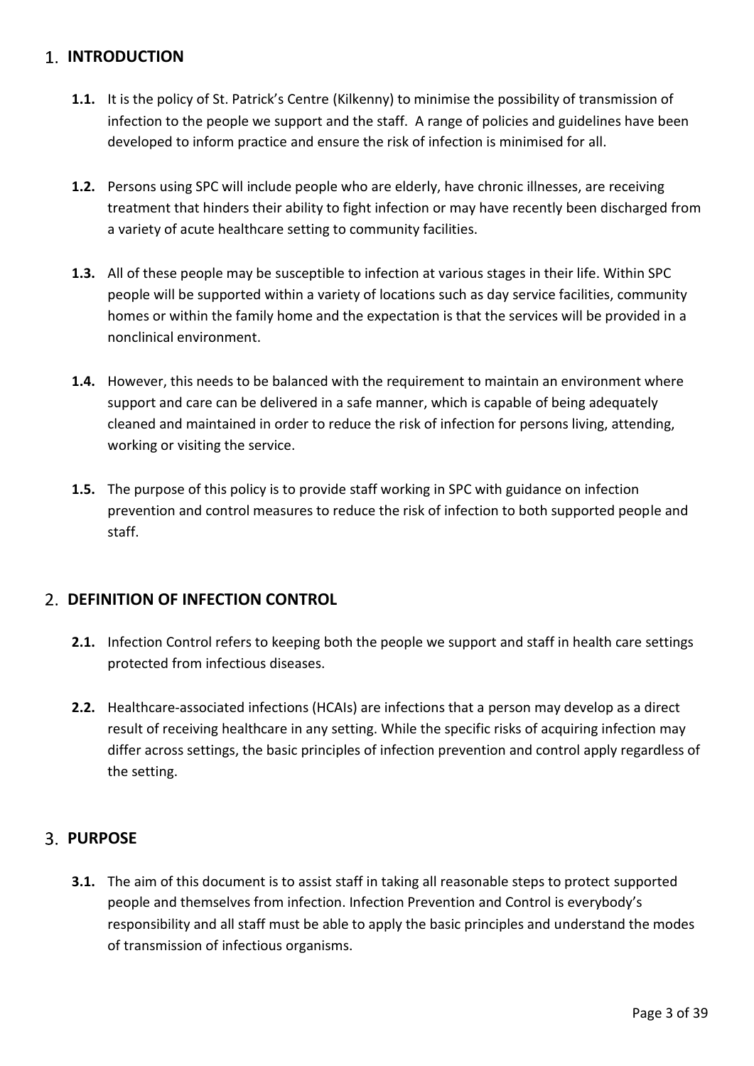## 1. INTRODUCTION

**1.1.** It is the policy of St. Patrick's Centre (Kilkenny) to minimise the possibility of transmission of infection to the people we support and the staff. A range of policies and guidelines have been developed to inform practice and ensure the risk of infection is minimised for all.

**1.2.** Persons using SPC will include people who are elderly, have chronic illnesses, are receiving treatment that hinders their ability to fight infection or may have recently been discharged from a variety of acute healthcare setting to community facilities.

**1.3.** All of these people may be susceptible to infection at various stages in their life. Within SPC people will be supported within a variety of locations such as day service facilities, community homes or within the family home and the expectation is that the services will be provided in a nonclinical environment.

**1.4.** However, this needs to be balanced with the requirement to maintain an environment where support and care can be delivered in a safe manner, which is capable of being adequately cleaned and maintained in order to reduce the risk of infection for persons living, attending, working or visiting the service.

**1.5.** The purpose of this policy is to provide staff working in SPC with guidance on infection prevention and control measures to reduce the risk of infection to both supported people and staff.

## 2. DEFINITION OF INFECTION CONTROL

**2.1.** Infection Control refers to keeping both the people we support and staff in health care settings protected from infectious diseases.

**2.2.** Healthcare-associated infections (HCAIs) are infections that a person may develop as a direct result of receiving healthcare in any setting. While the specific risks of acquiring infection may differ across settings, the basic principles of infection prevention and control apply regardless of the setting.

## 3. PURPOSE

**3.1.** The aim of this document is to assist staff in taking all reasonable steps to protect supported people and themselves from infection. Infection Prevention and Control is everybody's responsibility and all staff must be able to apply the basic principles and understand the modes of transmission of infectious organisms.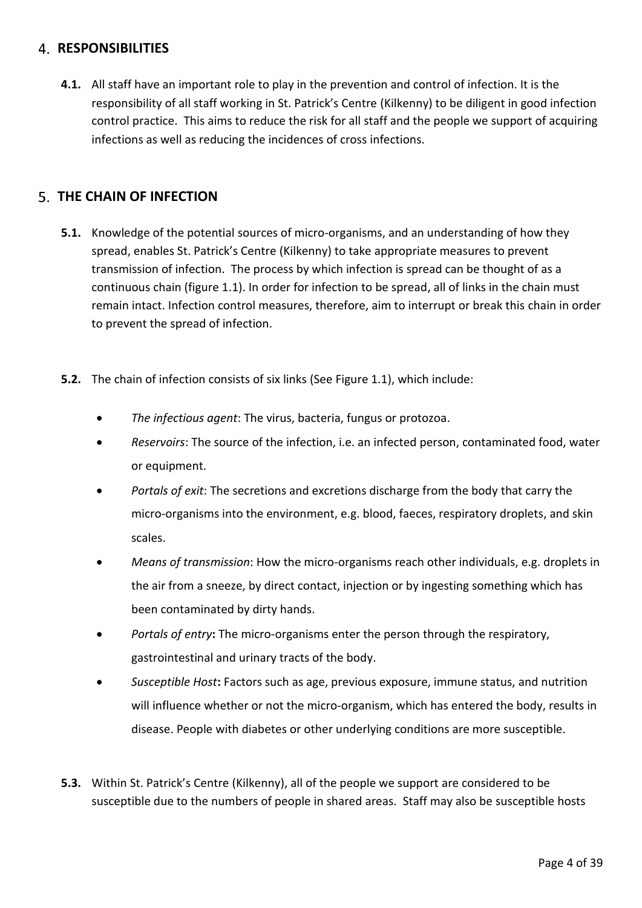## 4. RESPONSIBILITIES

**4.1.** All staff have an important role to play in the prevention and control of infection. It is the responsibility of all staff working in St. Patrick's Centre (Kilkenny) to be diligent in good infection control practice. This aims to reduce the risk for all staff and the people we support of acquiring infections as well as reducing the incidences of cross infections.

## 5. THE CHAIN OF INFECTION

**5.1.** Knowledge of the potential sources of micro-organisms, and an understanding of how they spread, enables St. Patrick's Centre (Kilkenny) to take appropriate measures to prevent transmission of infection. The process by which infection is spread can be thought of as a continuous chain (figure 1.1). In order for infection to be spread, all of links in the chain must remain intact. Infection control measures, therefore, aim to interrupt or break this chain in order to prevent the spread of infection.

**5.2.** The chain of infection consists of six links (See Figure 1.1), which include:

- *The infectious agent*: The virus, bacteria, fungus or protozoa.
- *Reservoirs*: The source of the infection, i.e. an infected person, contaminated food, water or equipment.
- *Portals of exit*: The secretions and excretions discharge from the body that carry the micro-organisms into the environment, e.g. blood, faeces, respiratory droplets, and skin scales.
- *Means of transmission*: How the micro-organisms reach other individuals, e.g. droplets in the air from a sneeze, by direct contact, injection or by ingesting something which has been contaminated by dirty hands.
- *Portals of entry***:** The micro-organisms enter the person through the respiratory, gastrointestinal and urinary tracts of the body.
- *Susceptible Host***:** Factors such as age, previous exposure, immune status, and nutrition will influence whether or not the micro-organism, which has entered the body, results in disease. People with diabetes or other underlying conditions are more susceptible.

**5.3.** Within St. Patrick's Centre (Kilkenny), all of the people we support are considered to be susceptible due to the numbers of people in shared areas. Staff may also be susceptible hosts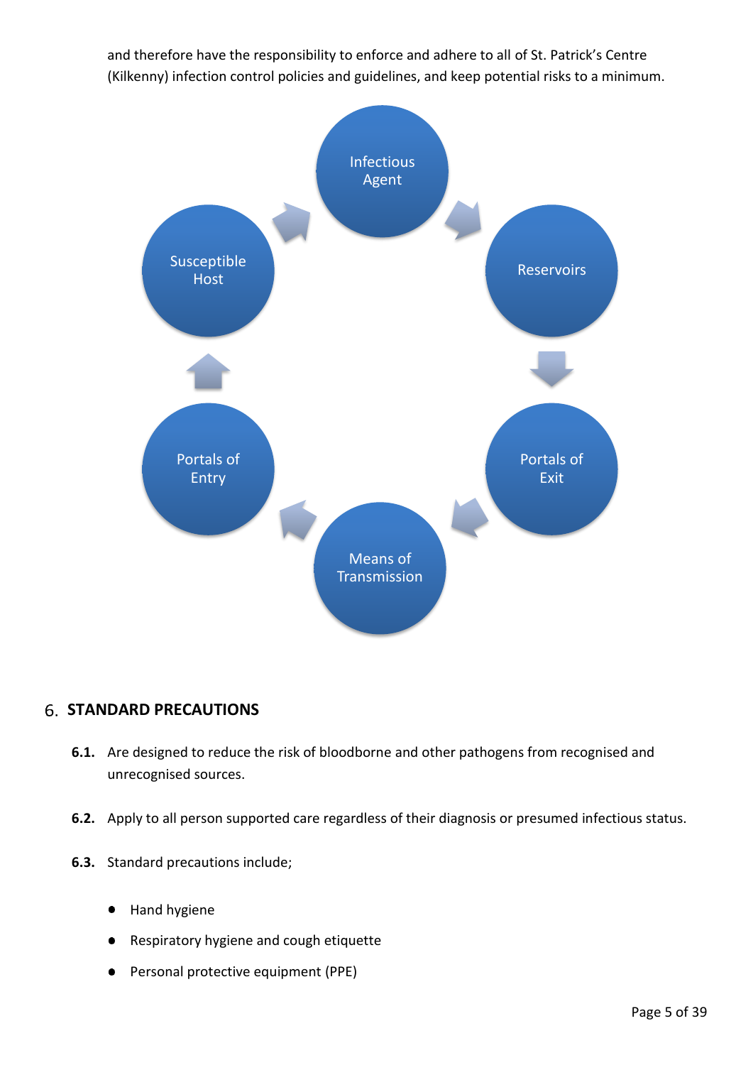and therefore have the responsibility to enforce and adhere to all of St. Patrick's Centre (Kilkenny) infection control policies and guidelines, and keep potential risks to a minimum.

Infectious Agent → Reservoirs → Portals of Exit → Means of Transmission → Portals of Entry → Susceptible Host → Infectious Agent

## 6. STANDARD PRECAUTIONS

**6.1.** Are designed to reduce the risk of bloodborne and other pathogens from recognised and unrecognised sources.

**6.2.** Apply to all person supported care regardless of their diagnosis or presumed infectious status.

**6.3.** Standard precautions include;

- Hand hygiene
- Respiratory hygiene and cough etiquette
- Personal protective equipment (PPE)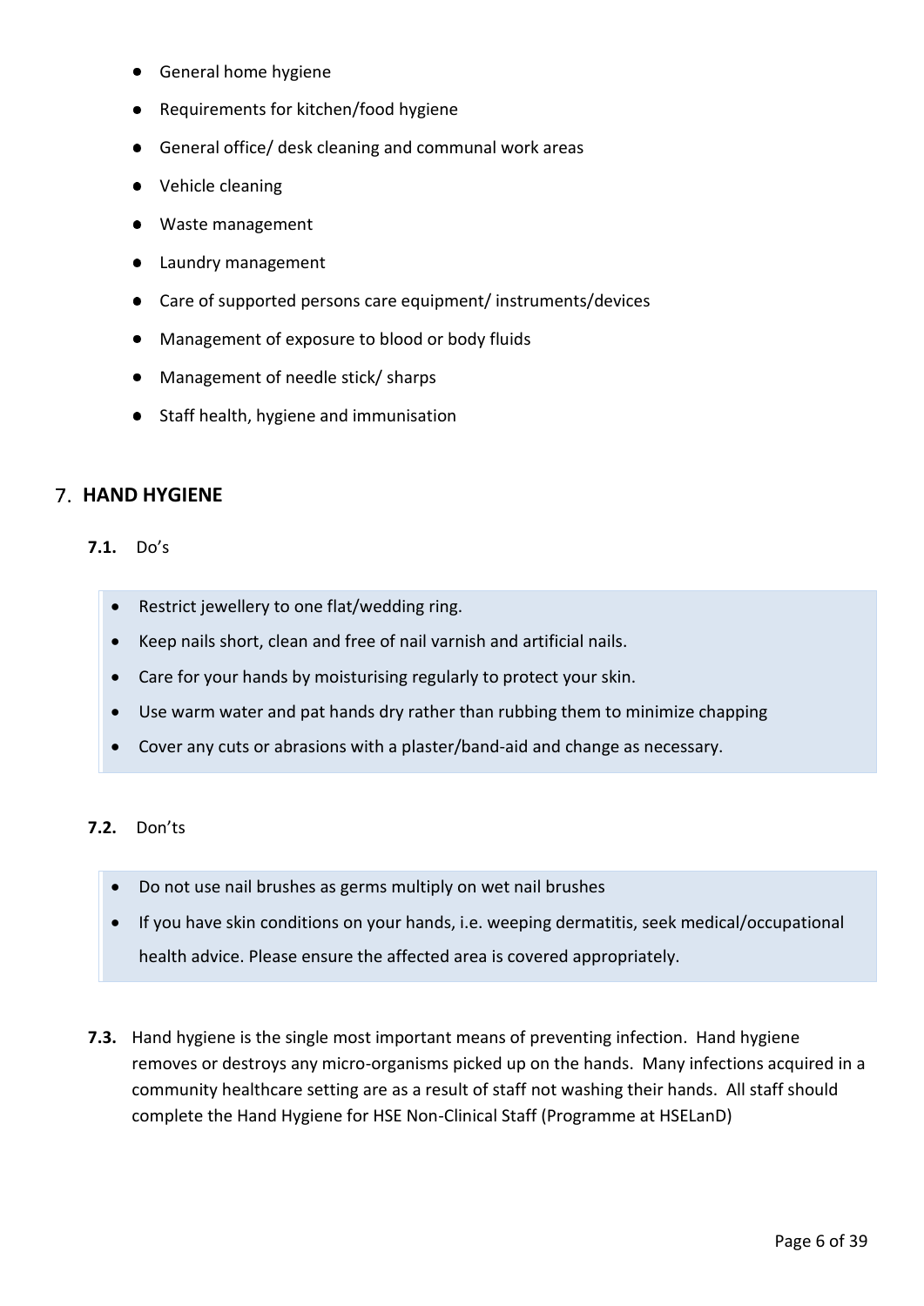- General home hygiene
- Requirements for kitchen/food hygiene
- General office/ desk cleaning and communal work areas
- Vehicle cleaning
- Waste management
- Laundry management
- Care of supported persons care equipment/ instruments/devices
- Management of exposure to blood or body fluids
- Management of needle stick/ sharps
- Staff health, hygiene and immunisation

## 7. HAND HYGIENE

**7.1.** Do's

- Restrict jewellery to one flat/wedding ring.
- Keep nails short, clean and free of nail varnish and artificial nails.
- Care for your hands by moisturising regularly to protect your skin.
- Use warm water and pat hands dry rather than rubbing them to minimize chapping
- Cover any cuts or abrasions with a plaster/band-aid and change as necessary.

**7.2.** Don'ts

- Do not use nail brushes as germs multiply on wet nail brushes
- If you have skin conditions on your hands, i.e. weeping dermatitis, seek medical/occupational health advice. Please ensure the affected area is covered appropriately.

**7.3.** Hand hygiene is the single most important means of preventing infection. Hand hygiene removes or destroys any micro-organisms picked up on the hands. Many infections acquired in a community healthcare setting are as a result of staff not washing their hands. All staff should complete the Hand Hygiene for HSE Non-Clinical Staff (Programme at HSELanD)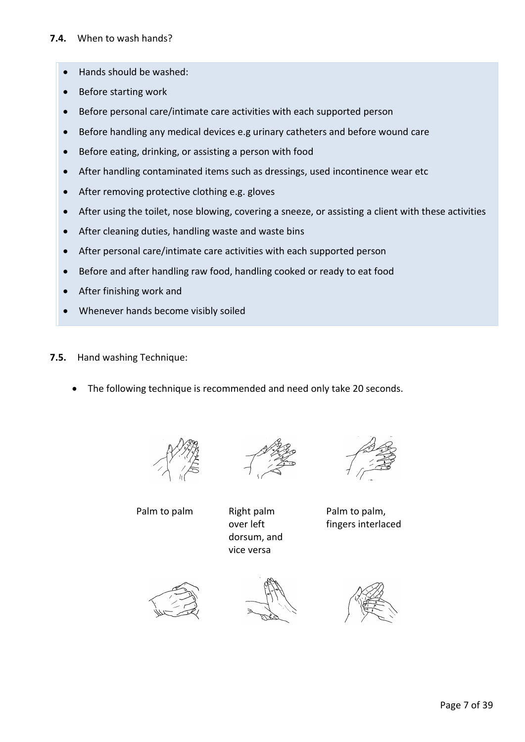**7.4.** When to wash hands?

- Hands should be washed:
- Before starting work
- Before personal care/intimate care activities with each supported person
- Before handling any medical devices e.g urinary catheters and before wound care
- Before eating, drinking, or assisting a person with food
- After handling contaminated items such as dressings, used incontinence wear etc
- After removing protective clothing e.g. gloves
- After using the toilet, nose blowing, covering a sneeze, or assisting a client with these activities
- After cleaning duties, handling waste and waste bins
- After personal care/intimate care activities with each supported person
- Before and after handling raw food, handling cooked or ready to eat food
- After finishing work and
- Whenever hands become visibly soiled

**7.5.** Hand washing Technique:

- The following technique is recommended and need only take 20 seconds.

Palm to palm

Right palm over left dorsum, and vice versa

Palm to palm, fingers interlaced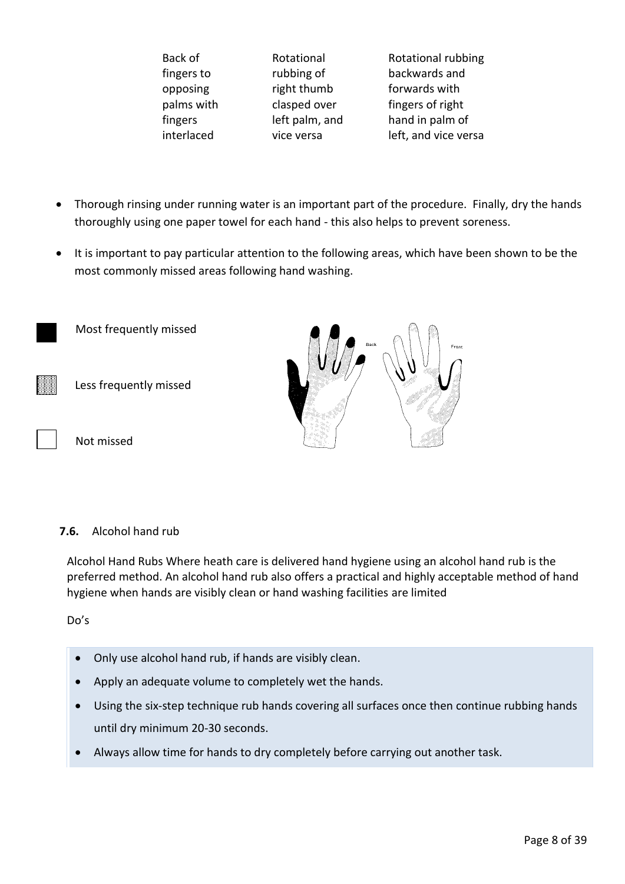| Back of fingers to opposing palms with fingers interlaced | Rotational rubbing of right thumb clasped over left palm, and vice versa | Rotational rubbing backwards and forwards with fingers of right hand in palm of left, and vice versa |
|---|---|---|

- Thorough rinsing under running water is an important part of the procedure. Finally, dry the hands thoroughly using one paper towel for each hand - this also helps to prevent soreness.
- It is important to pay particular attention to the following areas, which have been shown to be the most commonly missed areas following hand washing.

Most frequently missed

Less frequently missed

Not missed

Back

Front

**7.6.** Alcohol hand rub

Alcohol Hand Rubs Where heath care is delivered hand hygiene using an alcohol hand rub is the preferred method. An alcohol hand rub also offers a practical and highly acceptable method of hand hygiene when hands are visibly clean or hand washing facilities are limited

Do's

- Only use alcohol hand rub, if hands are visibly clean.
- Apply an adequate volume to completely wet the hands.
- Using the six-step technique rub hands covering all surfaces once then continue rubbing hands until dry minimum 20-30 seconds.
- Always allow time for hands to dry completely before carrying out another task.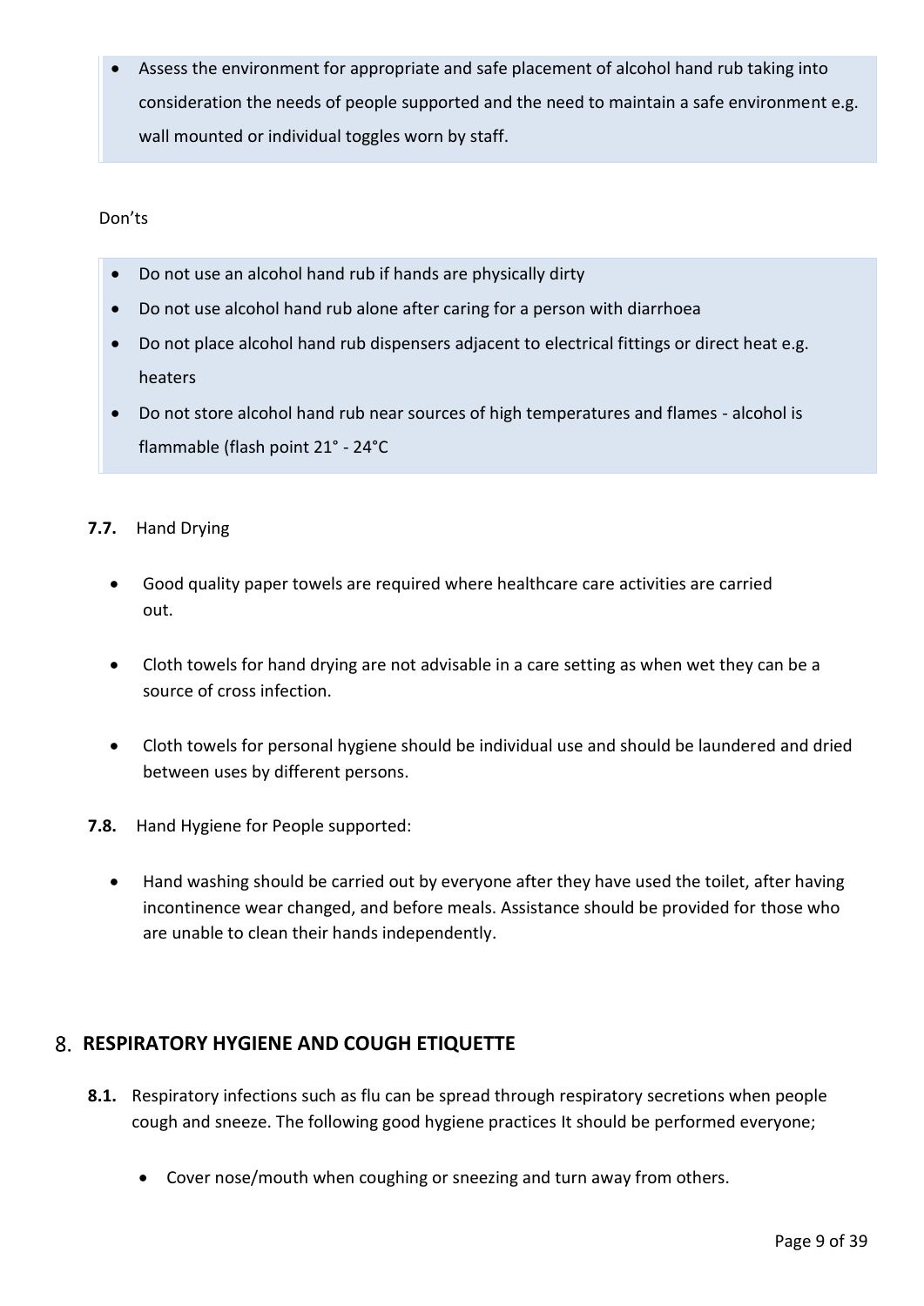- Assess the environment for appropriate and safe placement of alcohol hand rub taking into consideration the needs of people supported and the need to maintain a safe environment e.g. wall mounted or individual toggles worn by staff.

Don'ts

- Do not use an alcohol hand rub if hands are physically dirty
- Do not use alcohol hand rub alone after caring for a person with diarrhoea
- Do not place alcohol hand rub dispensers adjacent to electrical fittings or direct heat e.g. heaters
- Do not store alcohol hand rub near sources of high temperatures and flames - alcohol is flammable (flash point 21° - 24°C

**7.7.** Hand Drying

- Good quality paper towels are required where healthcare care activities are carried out.
- Cloth towels for hand drying are not advisable in a care setting as when wet they can be a source of cross infection.
- Cloth towels for personal hygiene should be individual use and should be laundered and dried between uses by different persons.

**7.8.** Hand Hygiene for People supported:

- Hand washing should be carried out by everyone after they have used the toilet, after having incontinence wear changed, and before meals. Assistance should be provided for those who are unable to clean their hands independently.

## 8. RESPIRATORY HYGIENE AND COUGH ETIQUETTE

**8.1.** Respiratory infections such as flu can be spread through respiratory secretions when people cough and sneeze. The following good hygiene practices It should be performed everyone;

- Cover nose/mouth when coughing or sneezing and turn away from others.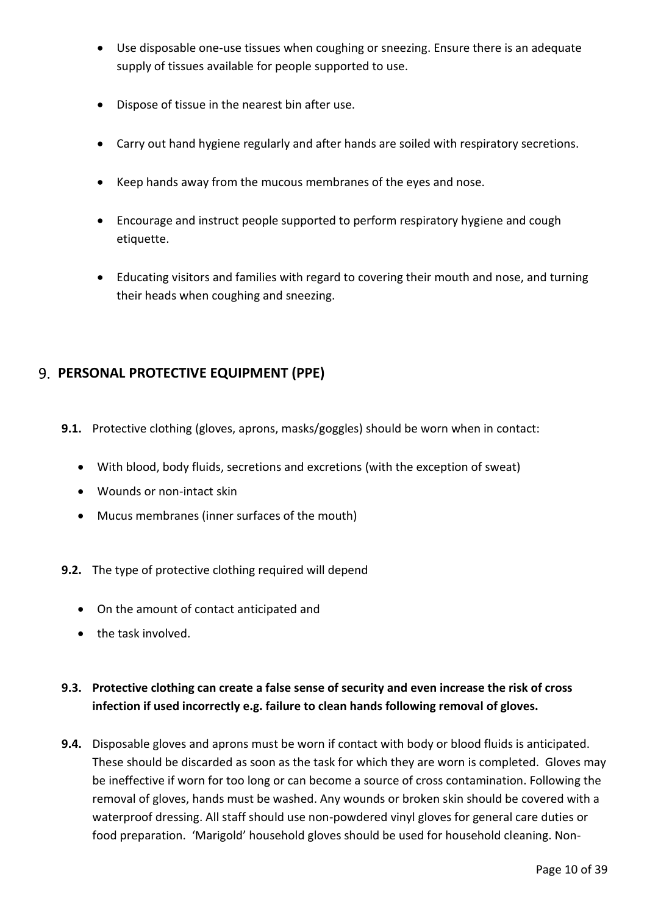- Use disposable one-use tissues when coughing or sneezing. Ensure there is an adequate supply of tissues available for people supported to use.

- Dispose of tissue in the nearest bin after use.

- Carry out hand hygiene regularly and after hands are soiled with respiratory secretions.

- Keep hands away from the mucous membranes of the eyes and nose.

- Encourage and instruct people supported to perform respiratory hygiene and cough etiquette.

- Educating visitors and families with regard to covering their mouth and nose, and turning their heads when coughing and sneezing.

## 9. PERSONAL PROTECTIVE EQUIPMENT (PPE)

**9.1.** Protective clothing (gloves, aprons, masks/goggles) should be worn when in contact:

- With blood, body fluids, secretions and excretions (with the exception of sweat)
- Wounds or non-intact skin
- Mucus membranes (inner surfaces of the mouth)

**9.2.** The type of protective clothing required will depend

- On the amount of contact anticipated and
- the task involved.

**9.3. Protective clothing can create a false sense of security and even increase the risk of cross infection if used incorrectly e.g. failure to clean hands following removal of gloves.**

**9.4.** Disposable gloves and aprons must be worn if contact with body or blood fluids is anticipated. These should be discarded as soon as the task for which they are worn is completed. Gloves may be ineffective if worn for too long or can become a source of cross contamination. Following the removal of gloves, hands must be washed. Any wounds or broken skin should be covered with a waterproof dressing. All staff should use non-powdered vinyl gloves for general care duties or food preparation. 'Marigold' household gloves should be used for household cleaning. Non-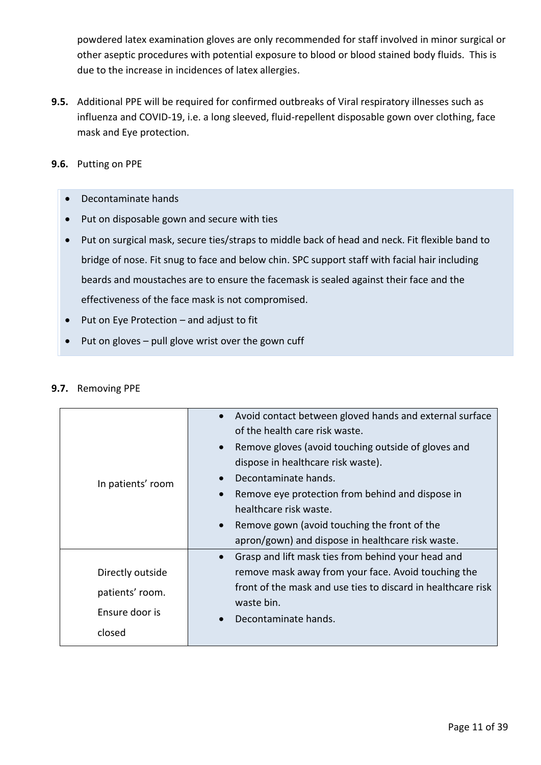powdered latex examination gloves are only recommended for staff involved in minor surgical or other aseptic procedures with potential exposure to blood or blood stained body fluids. This is due to the increase in incidences of latex allergies.

**9.5.** Additional PPE will be required for confirmed outbreaks of Viral respiratory illnesses such as influenza and COVID-19, i.e. a long sleeved, fluid-repellent disposable gown over clothing, face mask and Eye protection.

**9.6.** Putting on PPE

- Decontaminate hands
- Put on disposable gown and secure with ties
- Put on surgical mask, secure ties/straps to middle back of head and neck. Fit flexible band to bridge of nose. Fit snug to face and below chin. SPC support staff with facial hair including beards and moustaches are to ensure the facemask is sealed against their face and the effectiveness of the face mask is not compromised.
- Put on Eye Protection – and adjust to fit
- Put on gloves – pull glove wrist over the gown cuff

**9.7.** Removing PPE

| | |
|---|---|
| In patients' room | • Avoid contact between gloved hands and external surface of the health care risk waste.<br>• Remove gloves (avoid touching outside of gloves and dispose in healthcare risk waste).<br>• Decontaminate hands.<br>• Remove eye protection from behind and dispose in healthcare risk waste.<br>• Remove gown (avoid touching the front of the apron/gown) and dispose in healthcare risk waste. |
| Directly outside patients' room. Ensure door is closed | • Grasp and lift mask ties from behind your head and remove mask away from your face. Avoid touching the front of the mask and use ties to discard in healthcare risk waste bin.<br>• Decontaminate hands. |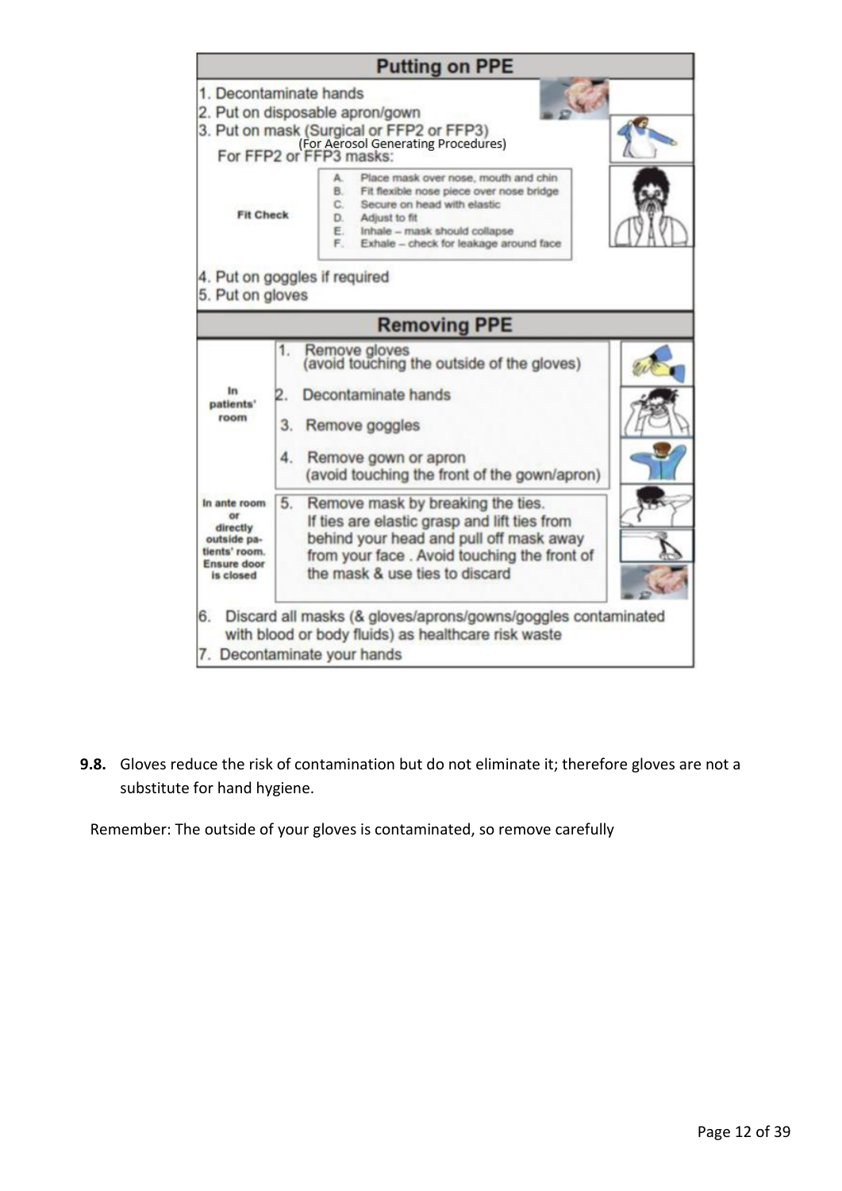## Putting on PPE

1. Decontaminate hands
2. Put on disposable apron/gown
3. Put on mask (Surgical or FFP2 or FFP3)
   (For Aerosol Generating Procedures)
   For FFP2 or FFP3 masks:

   **Fit Check**

   A. Place mask over nose, mouth and chin
   B. Fit flexible nose piece over nose bridge
   C. Secure on head with elastic
   D. Adjust to fit
   E. Inhale – mask should collapse
   F. Exhale – check for leakage around face

4. Put on goggles if required
5. Put on gloves

## Removing PPE

**In patients' room**

1. Remove gloves
   (avoid touching the outside of the gloves)
2. Decontaminate hands
3. Remove goggles
4. Remove gown or apron
   (avoid touching the front of the gown/apron)

**In ante room or directly outside patients' room. Ensure door is closed**

5. Remove mask by breaking the ties.
   If ties are elastic grasp and lift ties from behind your head and pull off mask away from your face . Avoid touching the front of the mask & use ties to discard

6. Discard all masks (& gloves/aprons/gowns/goggles contaminated with blood or body fluids) as healthcare risk waste
7. Decontaminate your hands

**9.8.** Gloves reduce the risk of contamination but do not eliminate it; therefore gloves are not a substitute for hand hygiene.

Remember: The outside of your gloves is contaminated, so remove carefully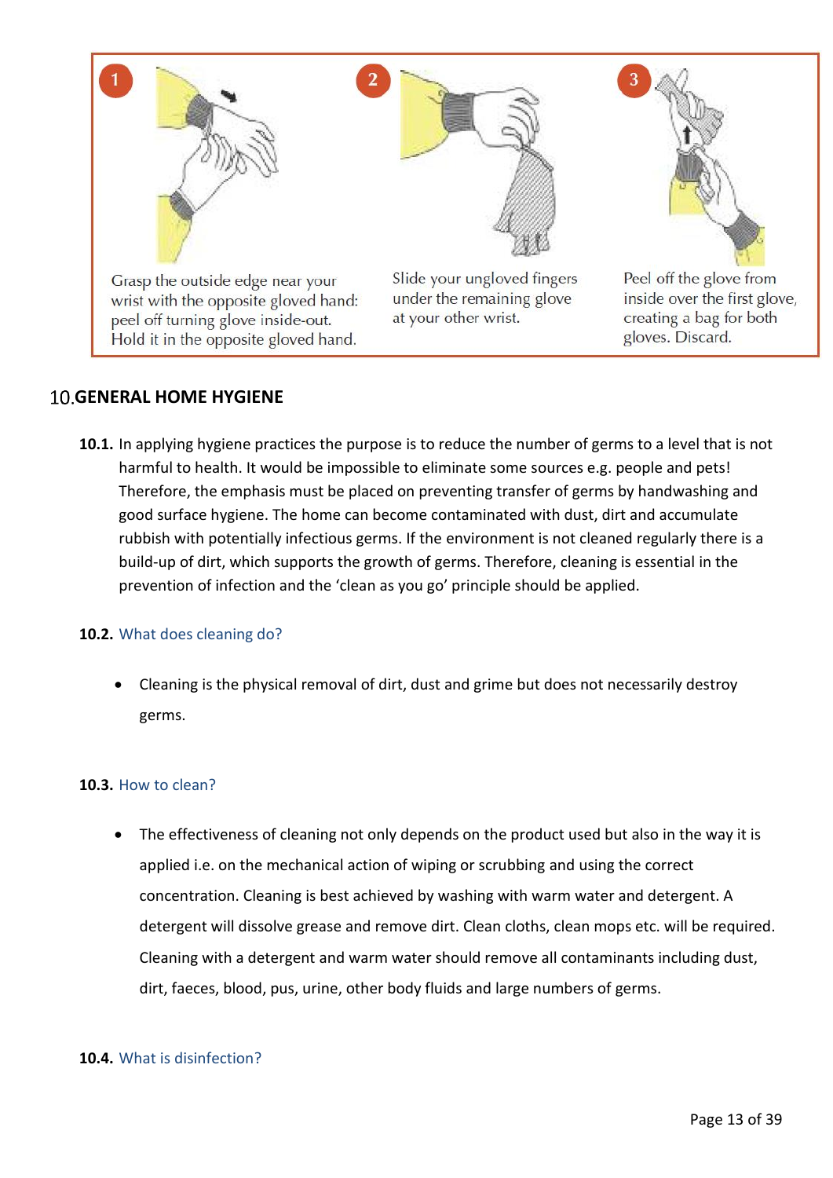1. Grasp the outside edge near your wrist with the opposite gloved hand: peel off turning glove inside-out. Hold it in the opposite gloved hand.

2. Slide your ungloved fingers under the remaining glove at your other wrist.

3. Peel off the glove from inside over the first glove, creating a bag for both gloves. Discard.

## 10. GENERAL HOME HYGIENE

**10.1.** In applying hygiene practices the purpose is to reduce the number of germs to a level that is not harmful to health. It would be impossible to eliminate some sources e.g. people and pets! Therefore, the emphasis must be placed on preventing transfer of germs by handwashing and good surface hygiene. The home can become contaminated with dust, dirt and accumulate rubbish with potentially infectious germs. If the environment is not cleaned regularly there is a build-up of dirt, which supports the growth of germs. Therefore, cleaning is essential in the prevention of infection and the 'clean as you go' principle should be applied.

### 10.2. What does cleaning do?

- Cleaning is the physical removal of dirt, dust and grime but does not necessarily destroy germs.

### 10.3. How to clean?

- The effectiveness of cleaning not only depends on the product used but also in the way it is applied i.e. on the mechanical action of wiping or scrubbing and using the correct concentration. Cleaning is best achieved by washing with warm water and detergent. A detergent will dissolve grease and remove dirt. Clean cloths, clean mops etc. will be required. Cleaning with a detergent and warm water should remove all contaminants including dust, dirt, faeces, blood, pus, urine, other body fluids and large numbers of germs.

### 10.4. What is disinfection?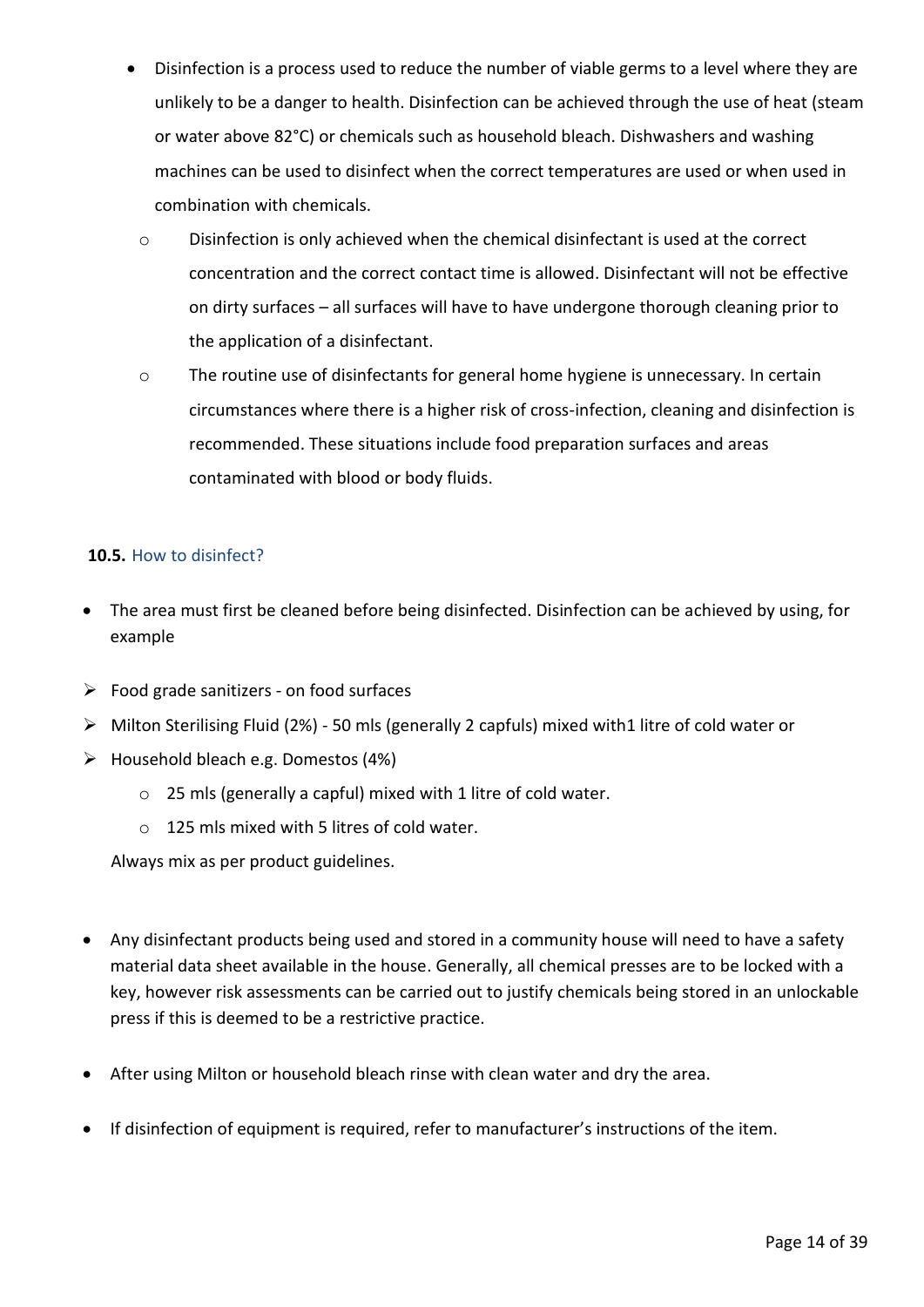- Disinfection is a process used to reduce the number of viable germs to a level where they are unlikely to be a danger to health. Disinfection can be achieved through the use of heat (steam or water above 82°C) or chemicals such as household bleach. Dishwashers and washing machines can be used to disinfect when the correct temperatures are used or when used in combination with chemicals.
    - Disinfection is only achieved when the chemical disinfectant is used at the correct concentration and the correct contact time is allowed. Disinfectant will not be effective on dirty surfaces – all surfaces will have to have undergone thorough cleaning prior to the application of a disinfectant.
    - The routine use of disinfectants for general home hygiene is unnecessary. In certain circumstances where there is a higher risk of cross-infection, cleaning and disinfection is recommended. These situations include food preparation surfaces and areas contaminated with blood or body fluids.

### **10.5.** How to disinfect?

- The area must first be cleaned before being disinfected. Disinfection can be achieved by using, for example

- Food grade sanitizers - on food surfaces
- Milton Sterilising Fluid (2%) - 50 mls (generally 2 capfuls) mixed with1 litre of cold water or
- Household bleach e.g. Domestos (4%)
    - 25 mls (generally a capful) mixed with 1 litre of cold water.
    - 125 mls mixed with 5 litres of cold water.

  Always mix as per product guidelines.

- Any disinfectant products being used and stored in a community house will need to have a safety material data sheet available in the house. Generally, all chemical presses are to be locked with a key, however risk assessments can be carried out to justify chemicals being stored in an unlockable press if this is deemed to be a restrictive practice.
- After using Milton or household bleach rinse with clean water and dry the area.
- If disinfection of equipment is required, refer to manufacturer's instructions of the item.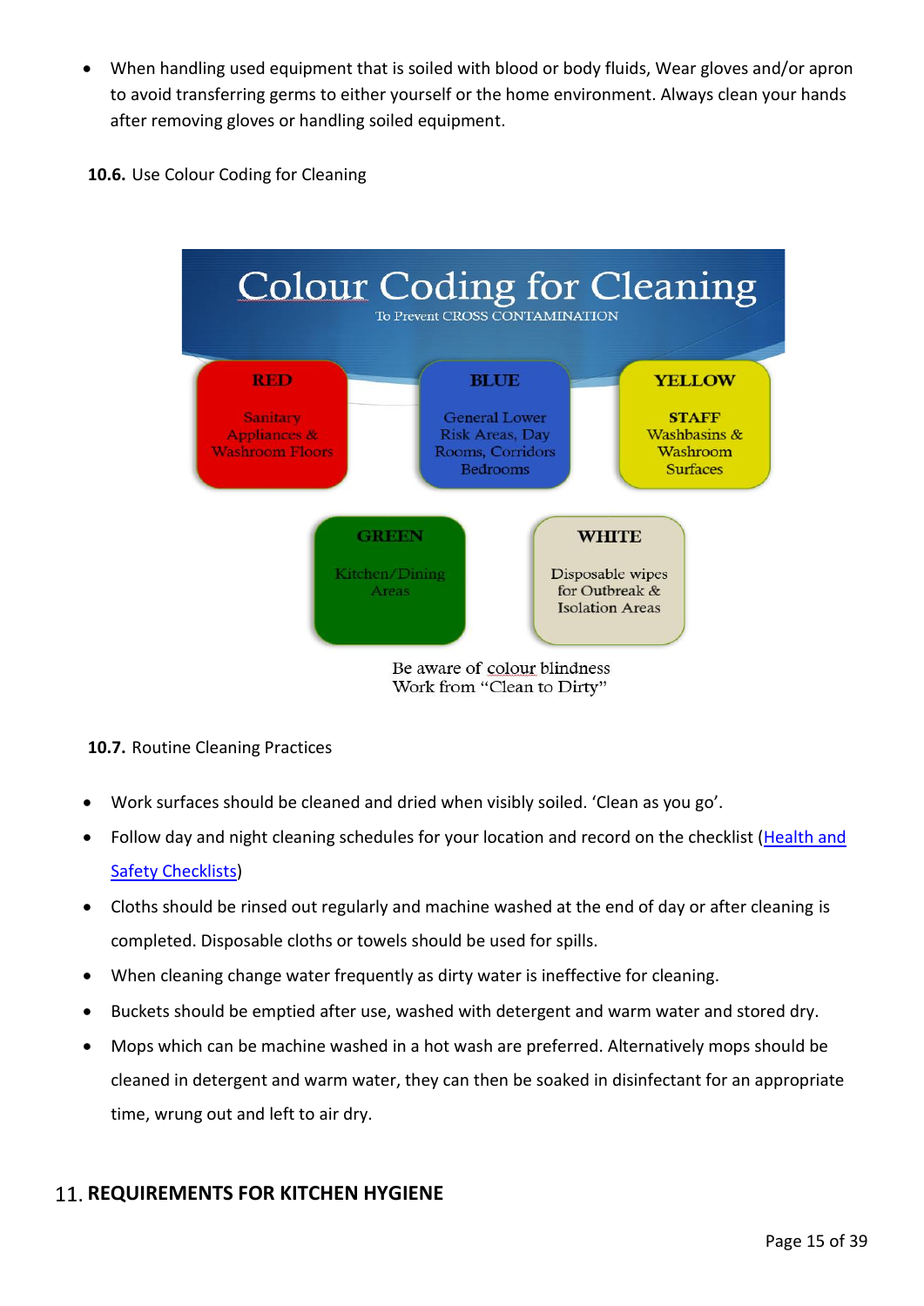- When handling used equipment that is soiled with blood or body fluids, Wear gloves and/or apron to avoid transferring germs to either yourself or the home environment. Always clean your hands after removing gloves or handling soiled equipment.

**10.6.** Use Colour Coding for Cleaning

**Colour Coding for Cleaning**

To Prevent CROSS CONTAMINATION

| Colour | Use |
| --- | --- |
| RED | Sanitary Appliances & Washroom Floors |
| BLUE | General Lower Risk Areas, Day Rooms, Corridors Bedrooms |
| YELLOW | STAFF Washbasins & Washroom Surfaces |
| GREEN | Kitchen/Dining Areas |
| WHITE | Disposable wipes for Outbreak & Isolation Areas |

Be aware of colour blindness
Work from "Clean to Dirty"

**10.7.** Routine Cleaning Practices

- Work surfaces should be cleaned and dried when visibly soiled. 'Clean as you go'.
- Follow day and night cleaning schedules for your location and record on the checklist (Health and Safety Checklists)
- Cloths should be rinsed out regularly and machine washed at the end of day or after cleaning is completed. Disposable cloths or towels should be used for spills.
- When cleaning change water frequently as dirty water is ineffective for cleaning.
- Buckets should be emptied after use, washed with detergent and warm water and stored dry.
- Mops which can be machine washed in a hot wash are preferred. Alternatively mops should be cleaned in detergent and warm water, they can then be soaked in disinfectant for an appropriate time, wrung out and left to air dry.

## 11. REQUIREMENTS FOR KITCHEN HYGIENE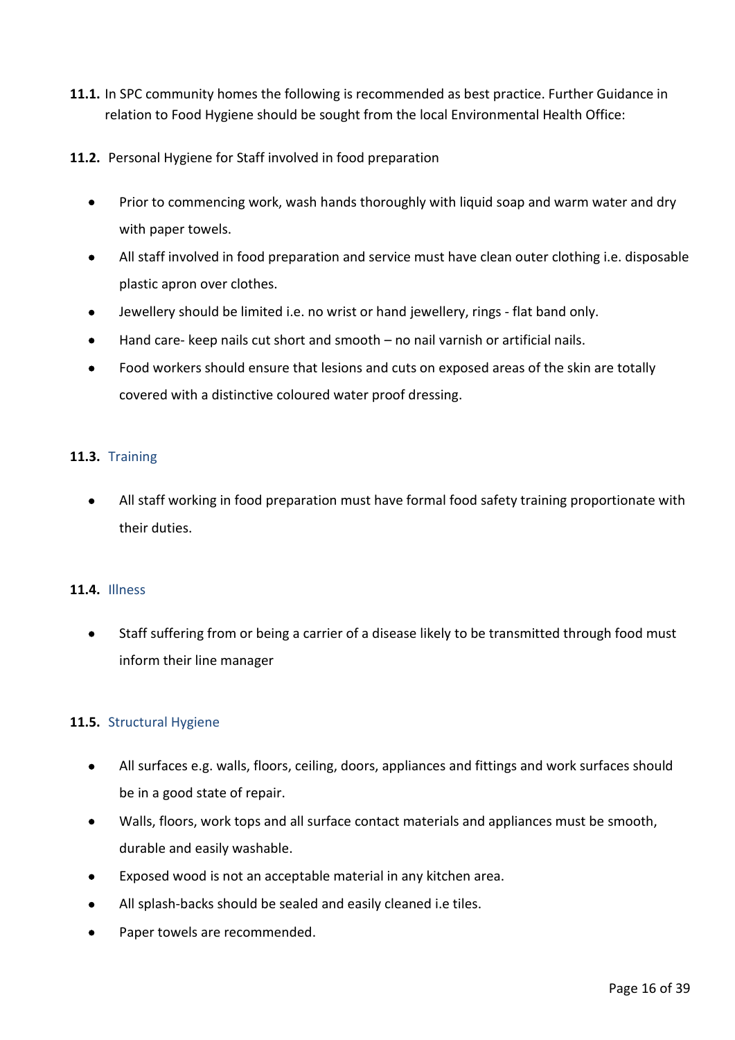**11.1.** In SPC community homes the following is recommended as best practice. Further Guidance in relation to Food Hygiene should be sought from the local Environmental Health Office:

**11.2.** Personal Hygiene for Staff involved in food preparation

- Prior to commencing work, wash hands thoroughly with liquid soap and warm water and dry with paper towels.
- All staff involved in food preparation and service must have clean outer clothing i.e. disposable plastic apron over clothes.
- Jewellery should be limited i.e. no wrist or hand jewellery, rings - flat band only.
- Hand care- keep nails cut short and smooth – no nail varnish or artificial nails.
- Food workers should ensure that lesions and cuts on exposed areas of the skin are totally covered with a distinctive coloured water proof dressing.

### 11.3. Training

- All staff working in food preparation must have formal food safety training proportionate with their duties.

### 11.4. Illness

- Staff suffering from or being a carrier of a disease likely to be transmitted through food must inform their line manager

### 11.5. Structural Hygiene

- All surfaces e.g. walls, floors, ceiling, doors, appliances and fittings and work surfaces should be in a good state of repair.
- Walls, floors, work tops and all surface contact materials and appliances must be smooth, durable and easily washable.
- Exposed wood is not an acceptable material in any kitchen area.
- All splash-backs should be sealed and easily cleaned i.e tiles.
- Paper towels are recommended.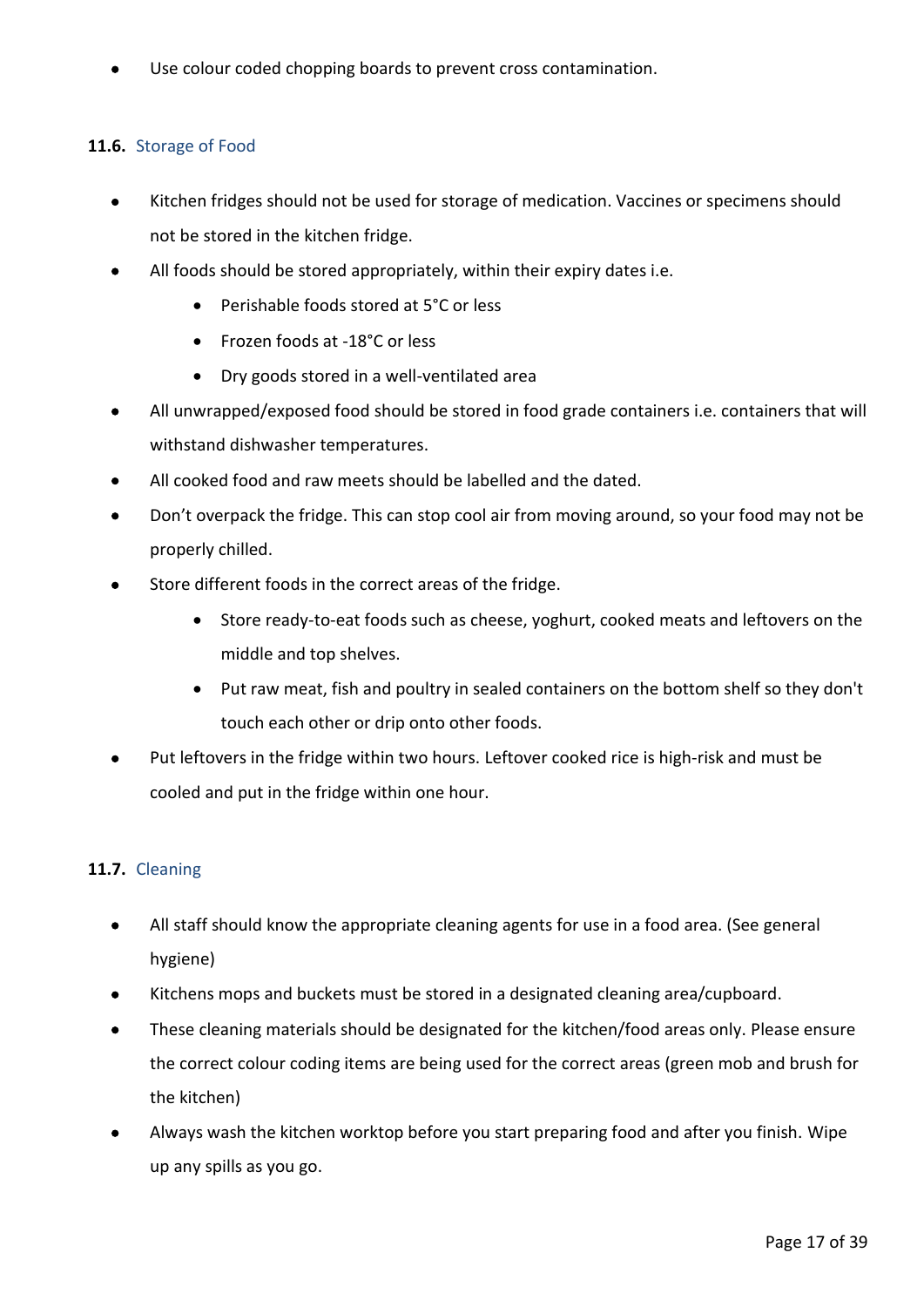- Use colour coded chopping boards to prevent cross contamination.

### 11.6. Storage of Food

- Kitchen fridges should not be used for storage of medication. Vaccines or specimens should not be stored in the kitchen fridge.
- All foods should be stored appropriately, within their expiry dates i.e.
    - Perishable foods stored at 5°C or less
    - Frozen foods at -18°C or less
    - Dry goods stored in a well-ventilated area
- All unwrapped/exposed food should be stored in food grade containers i.e. containers that will withstand dishwasher temperatures.
- All cooked food and raw meets should be labelled and the dated.
- Don't overpack the fridge. This can stop cool air from moving around, so your food may not be properly chilled.
- Store different foods in the correct areas of the fridge.
    - Store ready-to-eat foods such as cheese, yoghurt, cooked meats and leftovers on the middle and top shelves.
    - Put raw meat, fish and poultry in sealed containers on the bottom shelf so they don't touch each other or drip onto other foods.
- Put leftovers in the fridge within two hours. Leftover cooked rice is high-risk and must be cooled and put in the fridge within one hour.

### 11.7. Cleaning

- All staff should know the appropriate cleaning agents for use in a food area. (See general hygiene)
- Kitchens mops and buckets must be stored in a designated cleaning area/cupboard.
- These cleaning materials should be designated for the kitchen/food areas only. Please ensure the correct colour coding items are being used for the correct areas (green mob and brush for the kitchen)
- Always wash the kitchen worktop before you start preparing food and after you finish. Wipe up any spills as you go.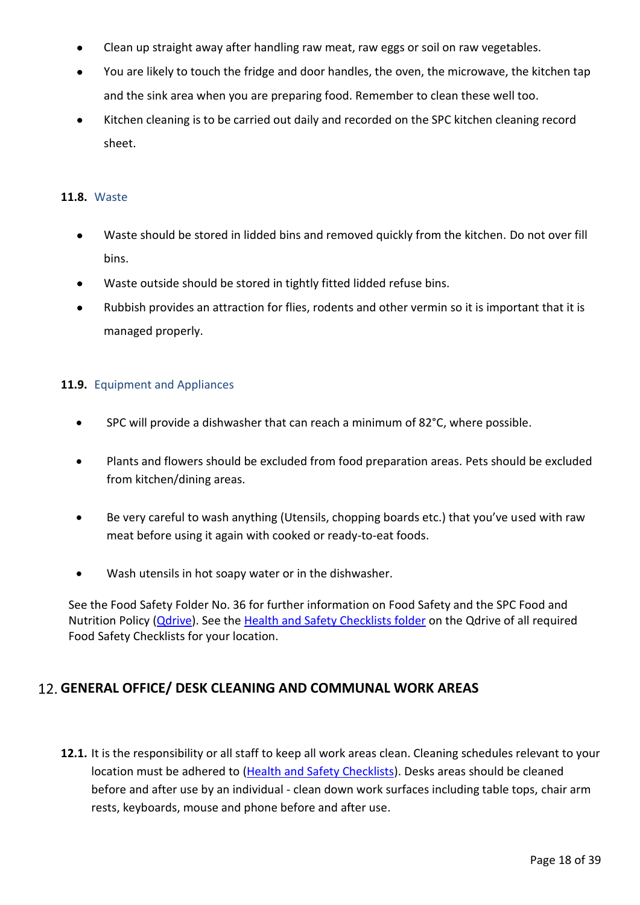- Clean up straight away after handling raw meat, raw eggs or soil on raw vegetables.
- You are likely to touch the fridge and door handles, the oven, the microwave, the kitchen tap and the sink area when you are preparing food. Remember to clean these well too.
- Kitchen cleaning is to be carried out daily and recorded on the SPC kitchen cleaning record sheet.

### 11.8. Waste

- Waste should be stored in lidded bins and removed quickly from the kitchen. Do not over fill bins.
- Waste outside should be stored in tightly fitted lidded refuse bins.
- Rubbish provides an attraction for flies, rodents and other vermin so it is important that it is managed properly.

### 11.9. Equipment and Appliances

- SPC will provide a dishwasher that can reach a minimum of 82°C, where possible.
- Plants and flowers should be excluded from food preparation areas. Pets should be excluded from kitchen/dining areas.
- Be very careful to wash anything (Utensils, chopping boards etc.) that you've used with raw meat before using it again with cooked or ready-to-eat foods.
- Wash utensils in hot soapy water or in the dishwasher.

See the Food Safety Folder No. 36 for further information on Food Safety and the SPC Food and Nutrition Policy (Qdrive). See the Health and Safety Checklists folder on the Qdrive of all required Food Safety Checklists for your location.

## 12. GENERAL OFFICE/ DESK CLEANING AND COMMUNAL WORK AREAS

**12.1.** It is the responsibility or all staff to keep all work areas clean. Cleaning schedules relevant to your location must be adhered to (Health and Safety Checklists). Desks areas should be cleaned before and after use by an individual - clean down work surfaces including table tops, chair arm rests, keyboards, mouse and phone before and after use.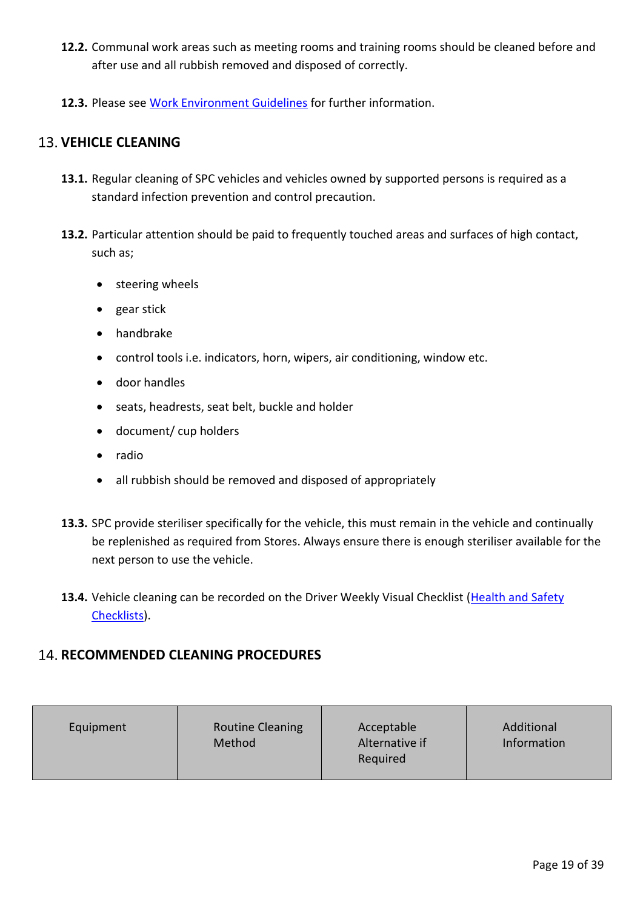**12.2.** Communal work areas such as meeting rooms and training rooms should be cleaned before and after use and all rubbish removed and disposed of correctly.

**12.3.** Please see [Work Environment Guidelines]() for further information.

## 13. VEHICLE CLEANING

**13.1.** Regular cleaning of SPC vehicles and vehicles owned by supported persons is required as a standard infection prevention and control precaution.

**13.2.** Particular attention should be paid to frequently touched areas and surfaces of high contact, such as;

- steering wheels
- gear stick
- handbrake
- control tools i.e. indicators, horn, wipers, air conditioning, window etc.
- door handles
- seats, headrests, seat belt, buckle and holder
- document/ cup holders
- radio
- all rubbish should be removed and disposed of appropriately

**13.3.** SPC provide steriliser specifically for the vehicle, this must remain in the vehicle and continually be replenished as required from Stores. Always ensure there is enough steriliser available for the next person to use the vehicle.

**13.4.** Vehicle cleaning can be recorded on the Driver Weekly Visual Checklist ([Health and Safety Checklists]()).

## 14. RECOMMENDED CLEANING PROCEDURES

| Equipment | Routine Cleaning Method | Acceptable Alternative if Required | Additional Information |
|---|---|---|---|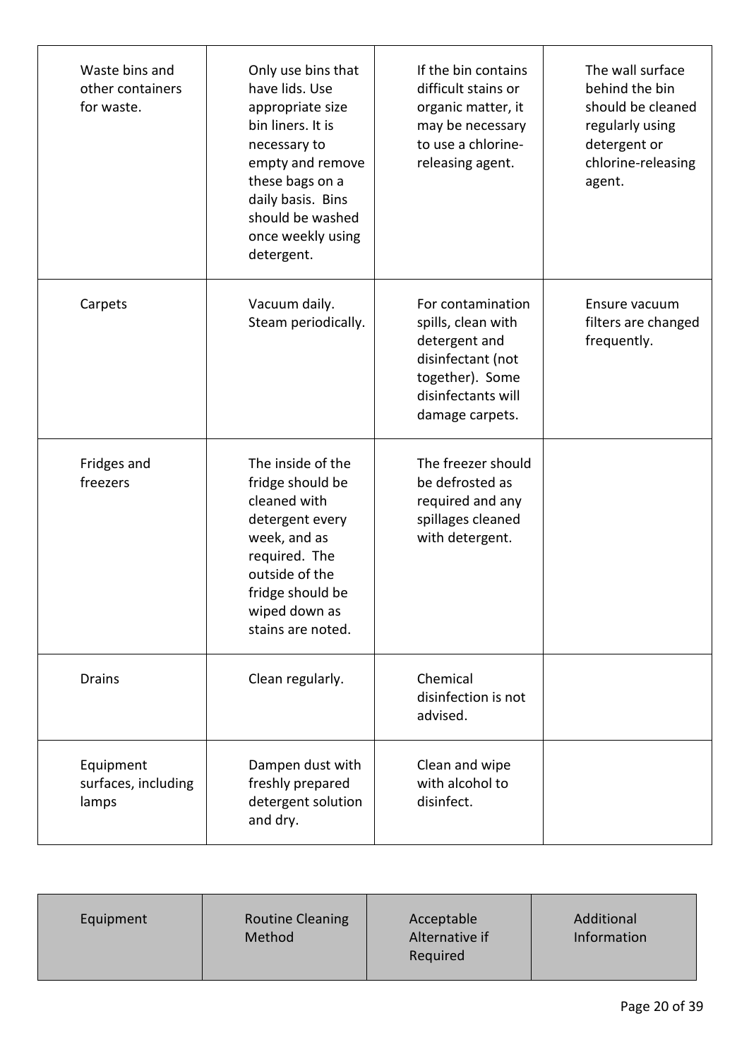| | | | |
|---|---|---|---|
| Waste bins and other containers for waste. | Only use bins that have lids. Use appropriate size bin liners. It is necessary to empty and remove these bags on a daily basis. Bins should be washed once weekly using detergent. | If the bin contains difficult stains or organic matter, it may be necessary to use a chlorine-releasing agent. | The wall surface behind the bin should be cleaned regularly using detergent or chlorine-releasing agent. |
| Carpets | Vacuum daily. Steam periodically. | For contamination spills, clean with detergent and disinfectant (not together). Some disinfectants will damage carpets. | Ensure vacuum filters are changed frequently. |
| Fridges and freezers | The inside of the fridge should be cleaned with detergent every week, and as required. The outside of the fridge should be wiped down as stains are noted. | The freezer should be defrosted as required and any spillages cleaned with detergent. | |
| Drains | Clean regularly. | Chemical disinfection is not advised. | |
| Equipment surfaces, including lamps | Dampen dust with freshly prepared detergent solution and dry. | Clean and wipe with alcohol to disinfect. | |

| Equipment | Routine Cleaning Method | Acceptable Alternative if Required | Additional Information |
|---|---|---|---|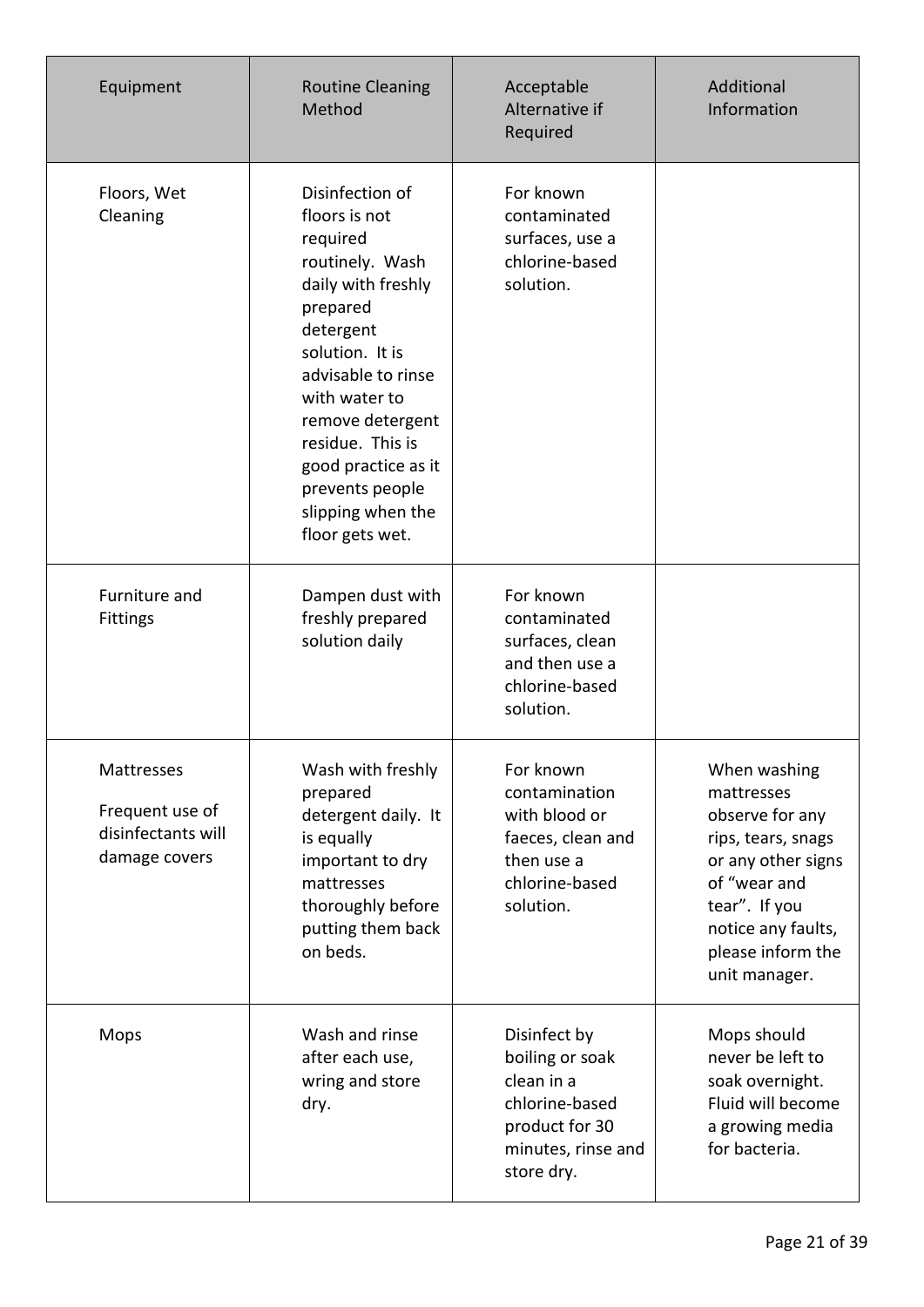| Equipment | Routine Cleaning Method | Acceptable Alternative if Required | Additional Information |
|---|---|---|---|
| Floors, Wet Cleaning | Disinfection of floors is not required routinely. Wash daily with freshly prepared detergent solution. It is advisable to rinse with water to remove detergent residue. This is good practice as it prevents people slipping when the floor gets wet. | For known contaminated surfaces, use a chlorine-based solution. | |
| Furniture and Fittings | Dampen dust with freshly prepared solution daily | For known contaminated surfaces, clean and then use a chlorine-based solution. | |
| Mattresses<br><br>Frequent use of disinfectants will damage covers | Wash with freshly prepared detergent daily. It is equally important to dry mattresses thoroughly before putting them back on beds. | For known contamination with blood or faeces, clean and then use a chlorine-based solution. | When washing mattresses observe for any rips, tears, snags or any other signs of "wear and tear". If you notice any faults, please inform the unit manager. |
| Mops | Wash and rinse after each use, wring and store dry. | Disinfect by boiling or soak clean in a chlorine-based product for 30 minutes, rinse and store dry. | Mops should never be left to soak overnight. Fluid will become a growing media for bacteria. |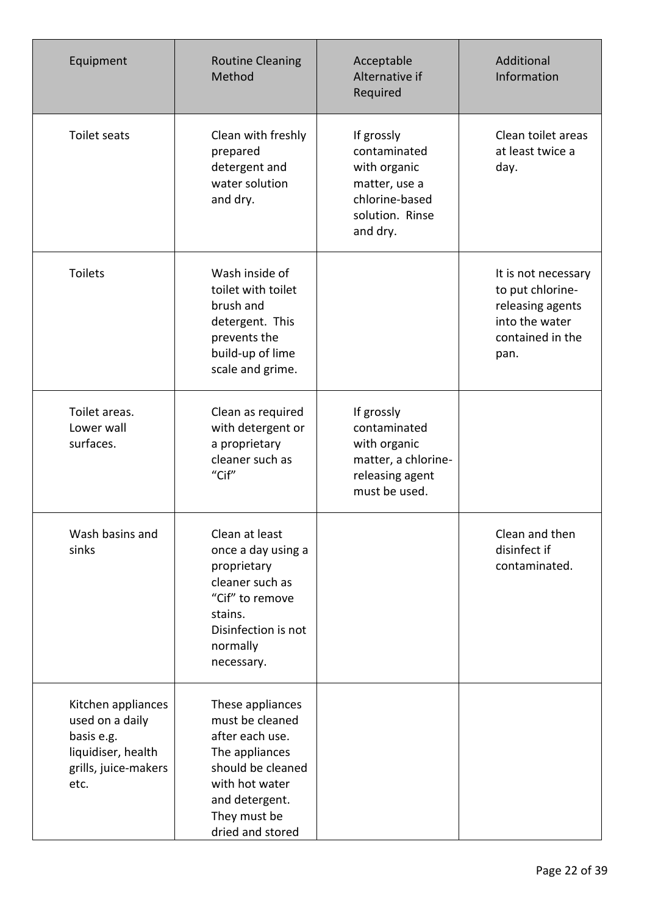| Equipment | Routine Cleaning Method | Acceptable Alternative if Required | Additional Information |
|---|---|---|---|
| Toilet seats | Clean with freshly prepared detergent and water solution and dry. | If grossly contaminated with organic matter, use a chlorine-based solution. Rinse and dry. | Clean toilet areas at least twice a day. |
| Toilets | Wash inside of toilet with toilet brush and detergent. This prevents the build-up of lime scale and grime. | | It is not necessary to put chlorine-releasing agents into the water contained in the pan. |
| Toilet areas. Lower wall surfaces. | Clean as required with detergent or a proprietary cleaner such as "Cif" | If grossly contaminated with organic matter, a chlorine-releasing agent must be used. | |
| Wash basins and sinks | Clean at least once a day using a proprietary cleaner such as "Cif" to remove stains. Disinfection is not normally necessary. | | Clean and then disinfect if contaminated. |
| Kitchen appliances used on a daily basis e.g. liquidiser, health grills, juice-makers etc. | These appliances must be cleaned after each use. The appliances should be cleaned with hot water and detergent. They must be dried and stored | | |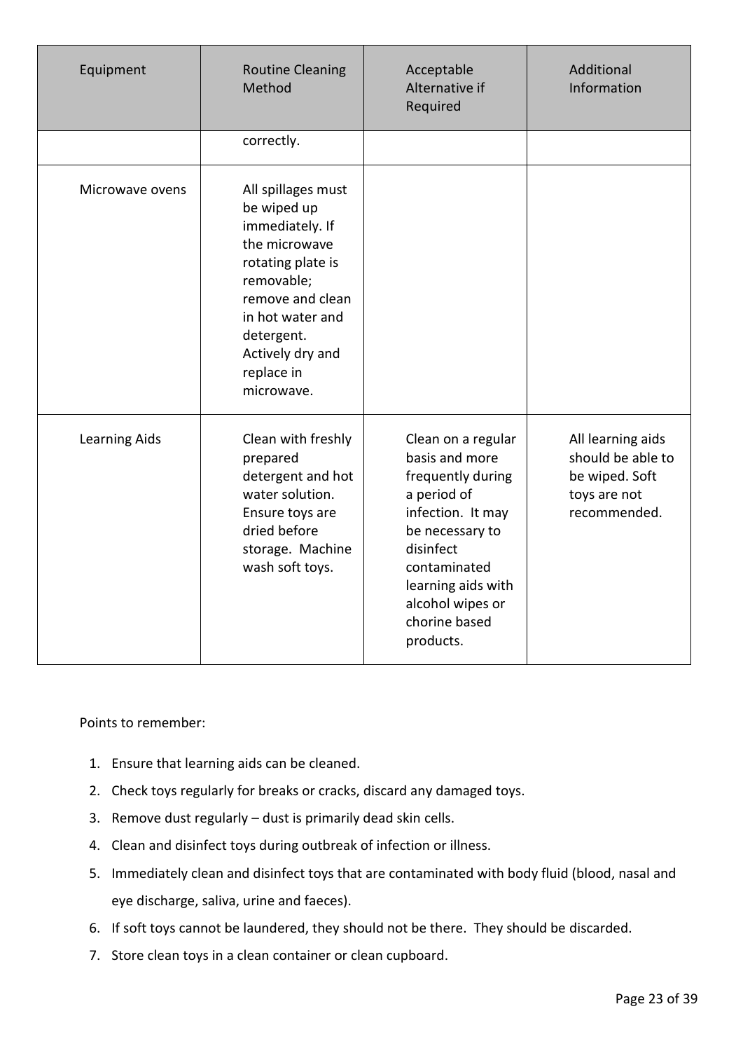| Equipment | Routine Cleaning Method | Acceptable Alternative if Required | Additional Information |
|---|---|---|---|
| | correctly. | | |
| Microwave ovens | All spillages must be wiped up immediately. If the microwave rotating plate is removable; remove and clean in hot water and detergent. Actively dry and replace in microwave. | | |
| Learning Aids | Clean with freshly prepared detergent and hot water solution. Ensure toys are dried before storage. Machine wash soft toys. | Clean on a regular basis and more frequently during a period of infection. It may be necessary to disinfect contaminated learning aids with alcohol wipes or chorine based products. | All learning aids should be able to be wiped. Soft toys are not recommended. |

Points to remember:

1. Ensure that learning aids can be cleaned.
2. Check toys regularly for breaks or cracks, discard any damaged toys.
3. Remove dust regularly – dust is primarily dead skin cells.
4. Clean and disinfect toys during outbreak of infection or illness.
5. Immediately clean and disinfect toys that are contaminated with body fluid (blood, nasal and eye discharge, saliva, urine and faeces).
6. If soft toys cannot be laundered, they should not be there. They should be discarded.
7. Store clean toys in a clean container or clean cupboard.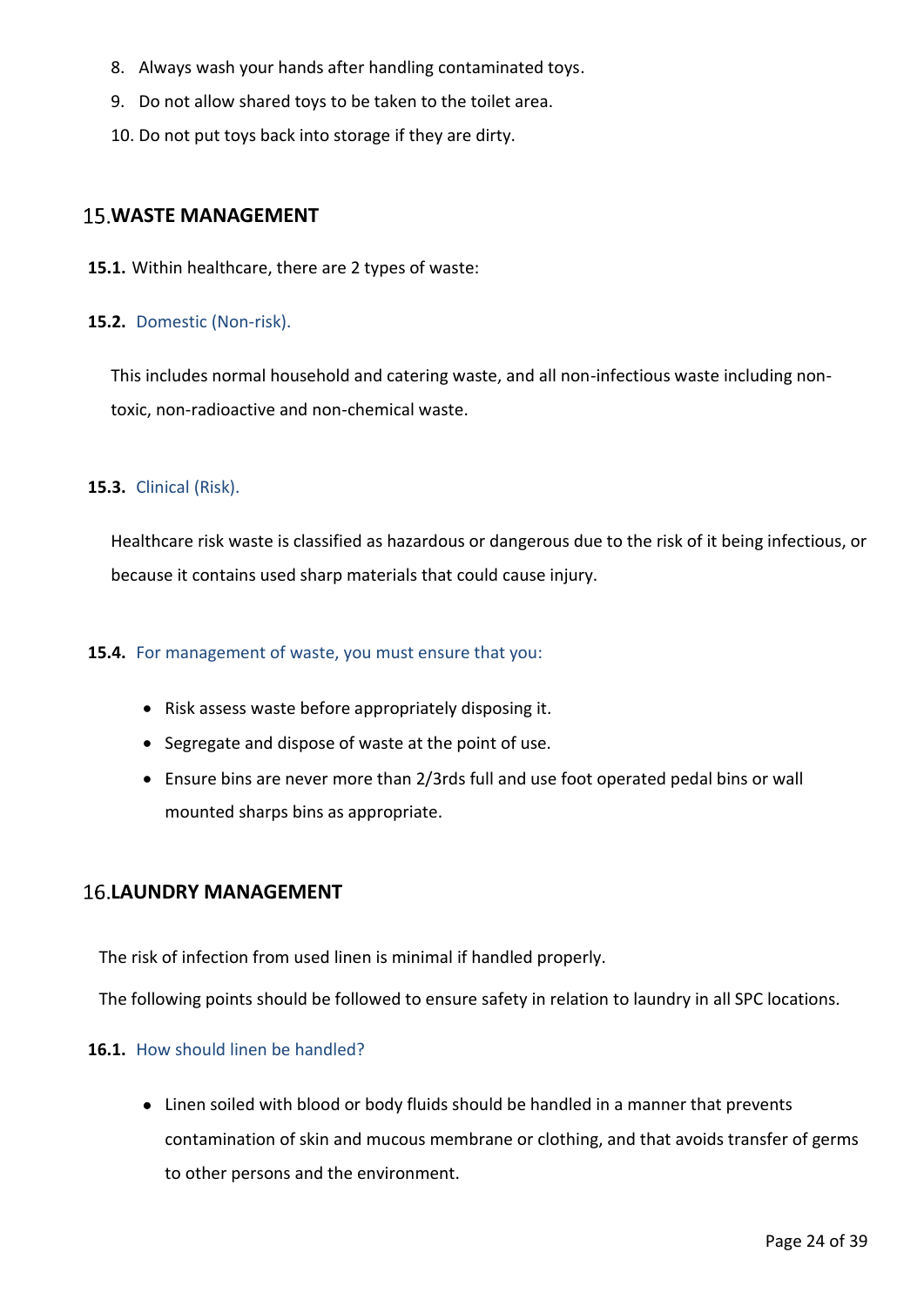8. Always wash your hands after handling contaminated toys.
9. Do not allow shared toys to be taken to the toilet area.
10. Do not put toys back into storage if they are dirty.

## 15. WASTE MANAGEMENT

**15.1.** Within healthcare, there are 2 types of waste:

### 15.2. Domestic (Non-risk).

This includes normal household and catering waste, and all non-infectious waste including non-toxic, non-radioactive and non-chemical waste.

### 15.3. Clinical (Risk).

Healthcare risk waste is classified as hazardous or dangerous due to the risk of it being infectious, or because it contains used sharp materials that could cause injury.

### 15.4. For management of waste, you must ensure that you:

- Risk assess waste before appropriately disposing it.
- Segregate and dispose of waste at the point of use.
- Ensure bins are never more than 2/3rds full and use foot operated pedal bins or wall mounted sharps bins as appropriate.

## 16. LAUNDRY MANAGEMENT

The risk of infection from used linen is minimal if handled properly.

The following points should be followed to ensure safety in relation to laundry in all SPC locations.

### 16.1. How should linen be handled?

- Linen soiled with blood or body fluids should be handled in a manner that prevents contamination of skin and mucous membrane or clothing, and that avoids transfer of germs to other persons and the environment.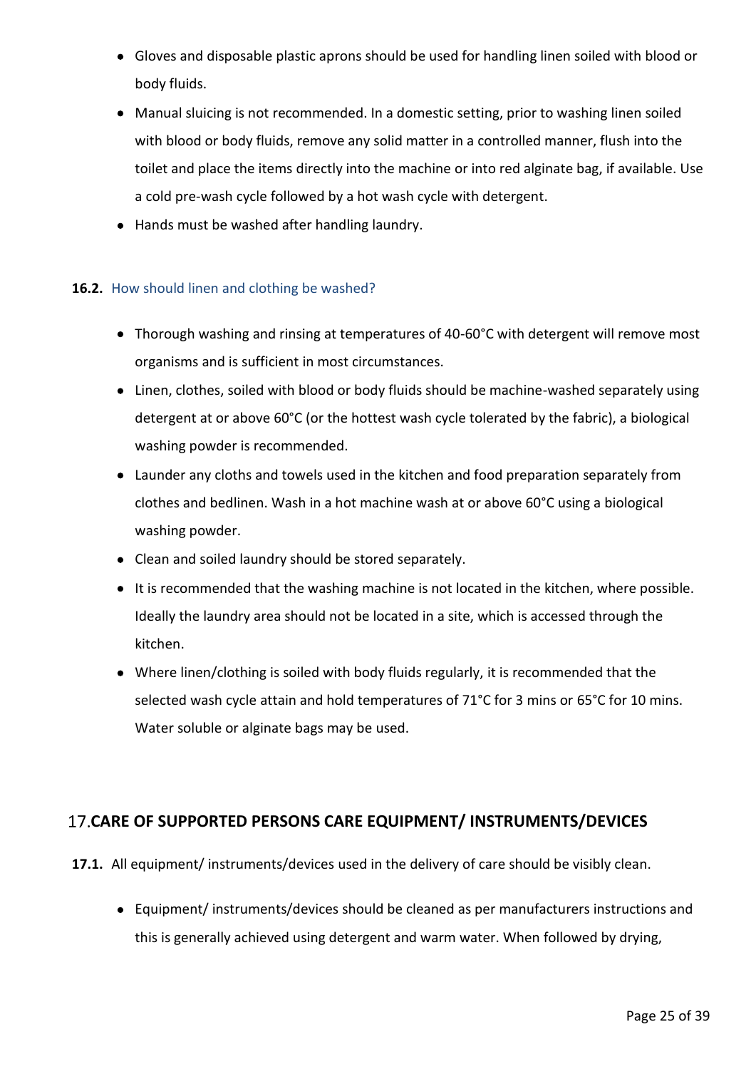- Gloves and disposable plastic aprons should be used for handling linen soiled with blood or body fluids.
- Manual sluicing is not recommended. In a domestic setting, prior to washing linen soiled with blood or body fluids, remove any solid matter in a controlled manner, flush into the toilet and place the items directly into the machine or into red alginate bag, if available. Use a cold pre-wash cycle followed by a hot wash cycle with detergent.
- Hands must be washed after handling laundry.

### 16.2. How should linen and clothing be washed?

- Thorough washing and rinsing at temperatures of 40-60°C with detergent will remove most organisms and is sufficient in most circumstances.
- Linen, clothes, soiled with blood or body fluids should be machine-washed separately using detergent at or above 60°C (or the hottest wash cycle tolerated by the fabric), a biological washing powder is recommended.
- Launder any cloths and towels used in the kitchen and food preparation separately from clothes and bedlinen. Wash in a hot machine wash at or above 60°C using a biological washing powder.
- Clean and soiled laundry should be stored separately.
- It is recommended that the washing machine is not located in the kitchen, where possible. Ideally the laundry area should not be located in a site, which is accessed through the kitchen.
- Where linen/clothing is soiled with body fluids regularly, it is recommended that the selected wash cycle attain and hold temperatures of 71°C for 3 mins or 65°C for 10 mins. Water soluble or alginate bags may be used.

## 17. CARE OF SUPPORTED PERSONS CARE EQUIPMENT/ INSTRUMENTS/DEVICES

**17.1.** All equipment/ instruments/devices used in the delivery of care should be visibly clean.

- Equipment/ instruments/devices should be cleaned as per manufacturers instructions and this is generally achieved using detergent and warm water. When followed by drying,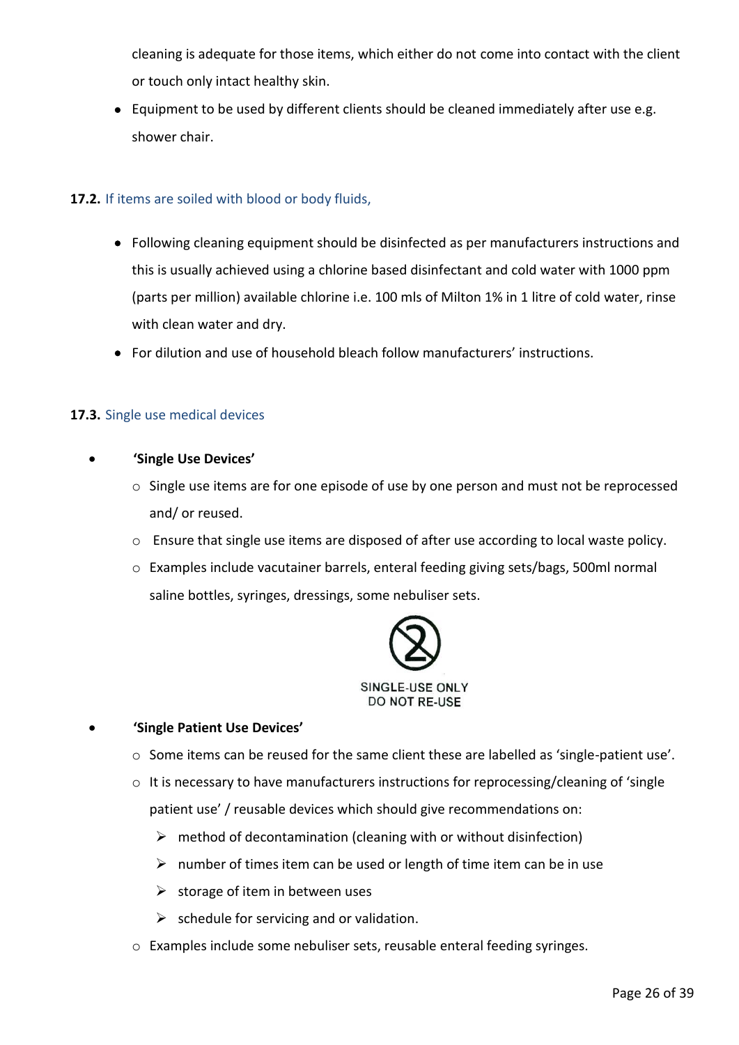cleaning is adequate for those items, which either do not come into contact with the client or touch only intact healthy skin.

- Equipment to be used by different clients should be cleaned immediately after use e.g. shower chair.

### 17.2. If items are soiled with blood or body fluids,

- Following cleaning equipment should be disinfected as per manufacturers instructions and this is usually achieved using a chlorine based disinfectant and cold water with 1000 ppm (parts per million) available chlorine i.e. 100 mls of Milton 1% in 1 litre of cold water, rinse with clean water and dry.
- For dilution and use of household bleach follow manufacturers' instructions.

### 17.3. Single use medical devices

- **'Single Use Devices'**
  - Single use items are for one episode of use by one person and must not be reprocessed and/ or reused.
  - Ensure that single use items are disposed of after use according to local waste policy.
  - Examples include vacutainer barrels, enteral feeding giving sets/bags, 500ml normal saline bottles, syringes, dressings, some nebuliser sets.

SINGLE-USE ONLY
DO NOT RE-USE

- **'Single Patient Use Devices'**
  - Some items can be reused for the same client these are labelled as 'single-patient use'.
  - It is necessary to have manufacturers instructions for reprocessing/cleaning of 'single patient use' / reusable devices which should give recommendations on:
    - method of decontamination (cleaning with or without disinfection)
    - number of times item can be used or length of time item can be in use
    - storage of item in between uses
    - schedule for servicing and or validation.
  - Examples include some nebuliser sets, reusable enteral feeding syringes.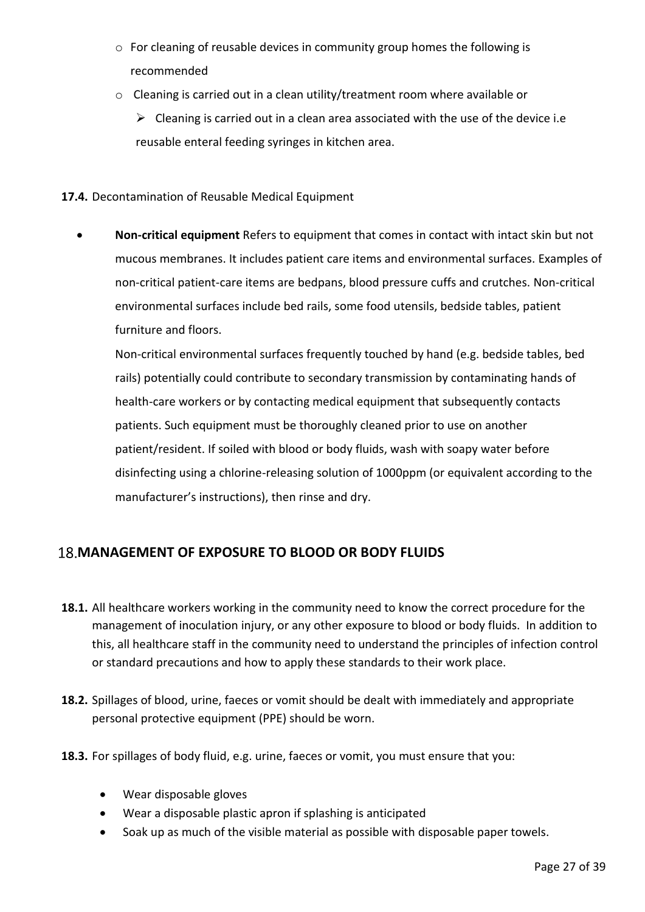- For cleaning of reusable devices in community group homes the following is recommended
- Cleaning is carried out in a clean utility/treatment room where available or
  - Cleaning is carried out in a clean area associated with the use of the device i.e reusable enteral feeding syringes in kitchen area.

**17.4.** Decontamination of Reusable Medical Equipment

- **Non-critical equipment** Refers to equipment that comes in contact with intact skin but not mucous membranes. It includes patient care items and environmental surfaces. Examples of non-critical patient-care items are bedpans, blood pressure cuffs and crutches. Non-critical environmental surfaces include bed rails, some food utensils, bedside tables, patient furniture and floors.

  Non-critical environmental surfaces frequently touched by hand (e.g. bedside tables, bed rails) potentially could contribute to secondary transmission by contaminating hands of health-care workers or by contacting medical equipment that subsequently contacts patients. Such equipment must be thoroughly cleaned prior to use on another patient/resident. If soiled with blood or body fluids, wash with soapy water before disinfecting using a chlorine-releasing solution of 1000ppm (or equivalent according to the manufacturer's instructions), then rinse and dry.

## 18. MANAGEMENT OF EXPOSURE TO BLOOD OR BODY FLUIDS

**18.1.** All healthcare workers working in the community need to know the correct procedure for the management of inoculation injury, or any other exposure to blood or body fluids. In addition to this, all healthcare staff in the community need to understand the principles of infection control or standard precautions and how to apply these standards to their work place.

**18.2.** Spillages of blood, urine, faeces or vomit should be dealt with immediately and appropriate personal protective equipment (PPE) should be worn.

**18.3.** For spillages of body fluid, e.g. urine, faeces or vomit, you must ensure that you:

- Wear disposable gloves
- Wear a disposable plastic apron if splashing is anticipated
- Soak up as much of the visible material as possible with disposable paper towels.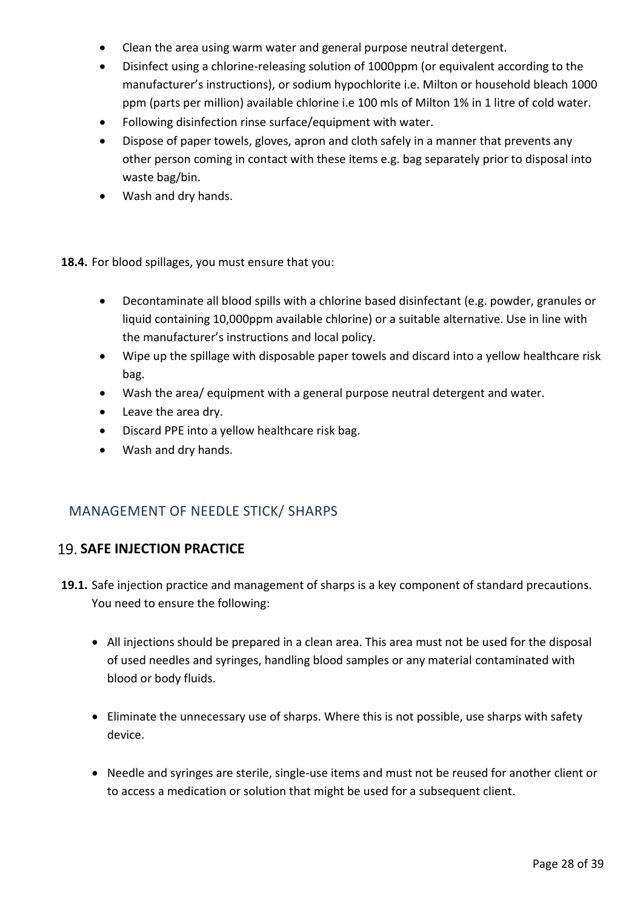- Clean the area using warm water and general purpose neutral detergent.
- Disinfect using a chlorine-releasing solution of 1000ppm (or equivalent according to the manufacturer's instructions), or sodium hypochlorite i.e. Milton or household bleach 1000 ppm (parts per million) available chlorine i.e 100 mls of Milton 1% in 1 litre of cold water.
- Following disinfection rinse surface/equipment with water.
- Dispose of paper towels, gloves, apron and cloth safely in a manner that prevents any other person coming in contact with these items e.g. bag separately prior to disposal into waste bag/bin.
- Wash and dry hands.

**18.4.** For blood spillages, you must ensure that you:

- Decontaminate all blood spills with a chlorine based disinfectant (e.g. powder, granules or liquid containing 10,000ppm available chlorine) or a suitable alternative. Use in line with the manufacturer's instructions and local policy.
- Wipe up the spillage with disposable paper towels and discard into a yellow healthcare risk bag.
- Wash the area/ equipment with a general purpose neutral detergent and water.
- Leave the area dry.
- Discard PPE into a yellow healthcare risk bag.
- Wash and dry hands.

## MANAGEMENT OF NEEDLE STICK/ SHARPS

### 19. SAFE INJECTION PRACTICE

**19.1.** Safe injection practice and management of sharps is a key component of standard precautions. You need to ensure the following:

- All injections should be prepared in a clean area. This area must not be used for the disposal of used needles and syringes, handling blood samples or any material contaminated with blood or body fluids.

- Eliminate the unnecessary use of sharps. Where this is not possible, use sharps with safety device.

- Needle and syringes are sterile, single-use items and must not be reused for another client or to access a medication or solution that might be used for a subsequent client.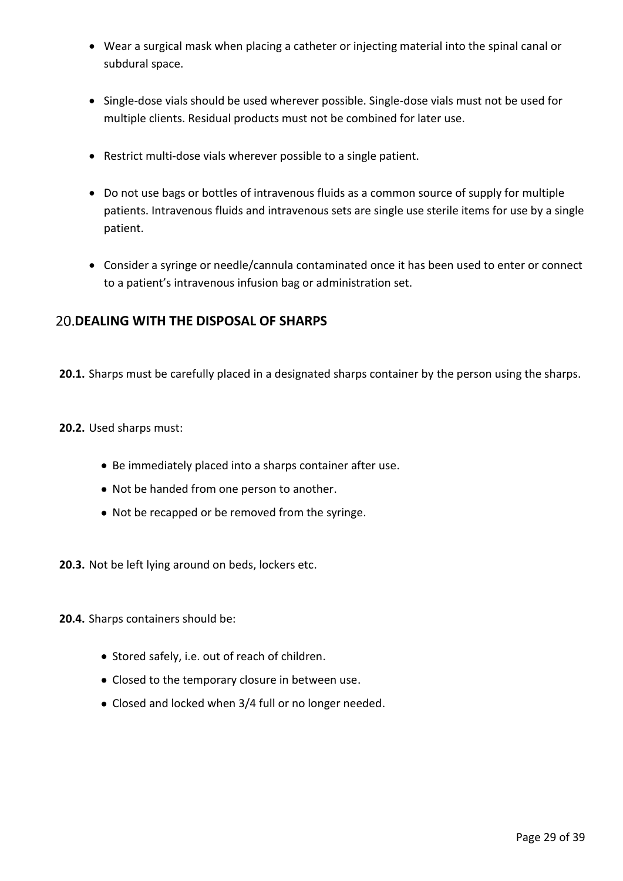- Wear a surgical mask when placing a catheter or injecting material into the spinal canal or subdural space.
- Single-dose vials should be used wherever possible. Single-dose vials must not be used for multiple clients. Residual products must not be combined for later use.
- Restrict multi-dose vials wherever possible to a single patient.
- Do not use bags or bottles of intravenous fluids as a common source of supply for multiple patients. Intravenous fluids and intravenous sets are single use sterile items for use by a single patient.
- Consider a syringe or needle/cannula contaminated once it has been used to enter or connect to a patient's intravenous infusion bag or administration set.

## 20. DEALING WITH THE DISPOSAL OF SHARPS

**20.1.** Sharps must be carefully placed in a designated sharps container by the person using the sharps.

**20.2.** Used sharps must:

- Be immediately placed into a sharps container after use.
- Not be handed from one person to another.
- Not be recapped or be removed from the syringe.

**20.3.** Not be left lying around on beds, lockers etc.

**20.4.** Sharps containers should be:

- Stored safely, i.e. out of reach of children.
- Closed to the temporary closure in between use.
- Closed and locked when 3/4 full or no longer needed.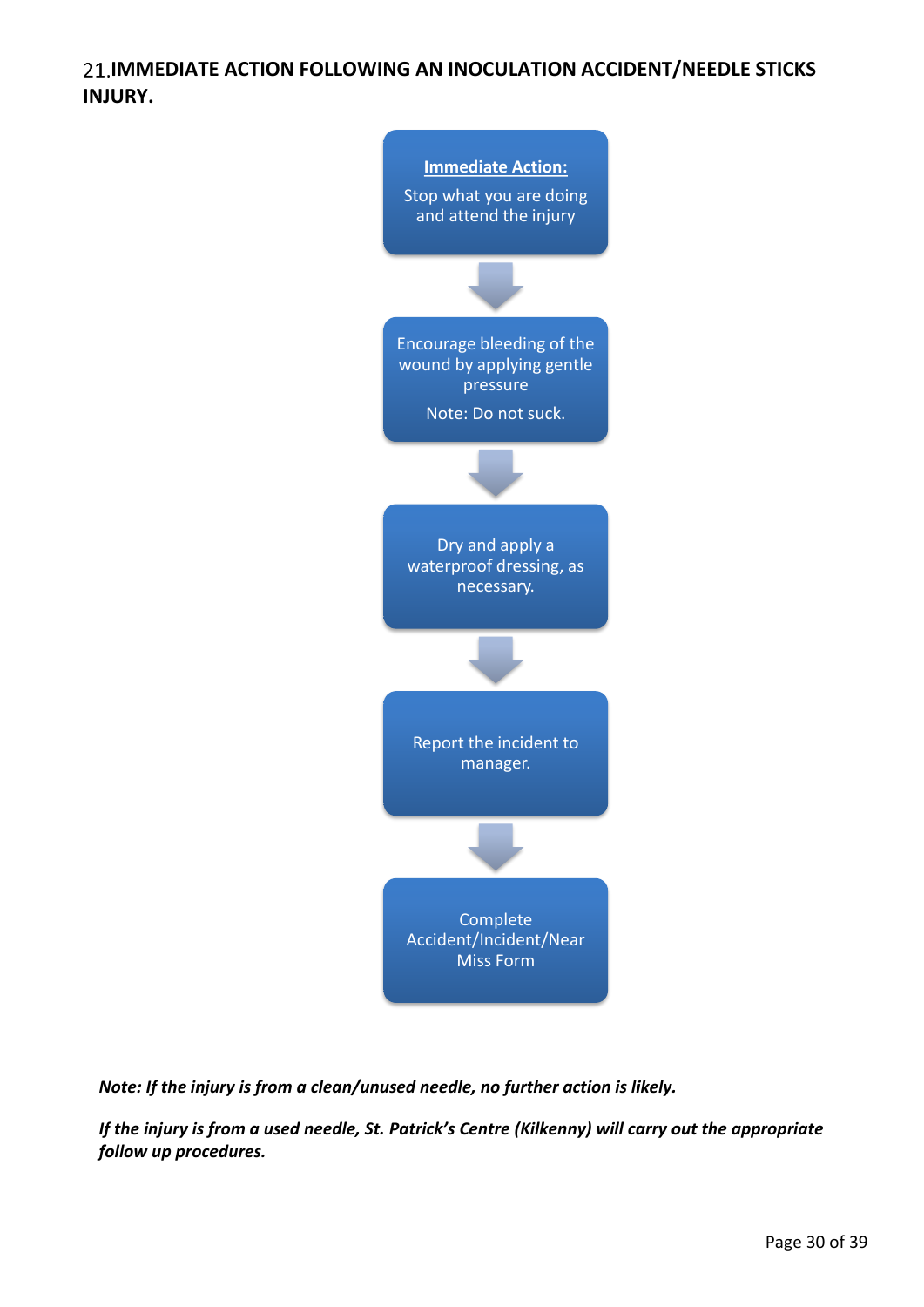## 21. IMMEDIATE ACTION FOLLOWING AN INOCULATION ACCIDENT/NEEDLE STICKS INJURY.

**Immediate Action:**

Stop what you are doing and attend the injury

↓

Encourage bleeding of the wound by applying gentle pressure

Note: Do not suck.

↓

Dry and apply a waterproof dressing, as necessary.

↓

Report the incident to manager.

↓

Complete Accident/Incident/Near Miss Form

***Note: If the injury is from a clean/unused needle, no further action is likely.***

***If the injury is from a used needle, St. Patrick's Centre (Kilkenny) will carry out the appropriate follow up procedures.***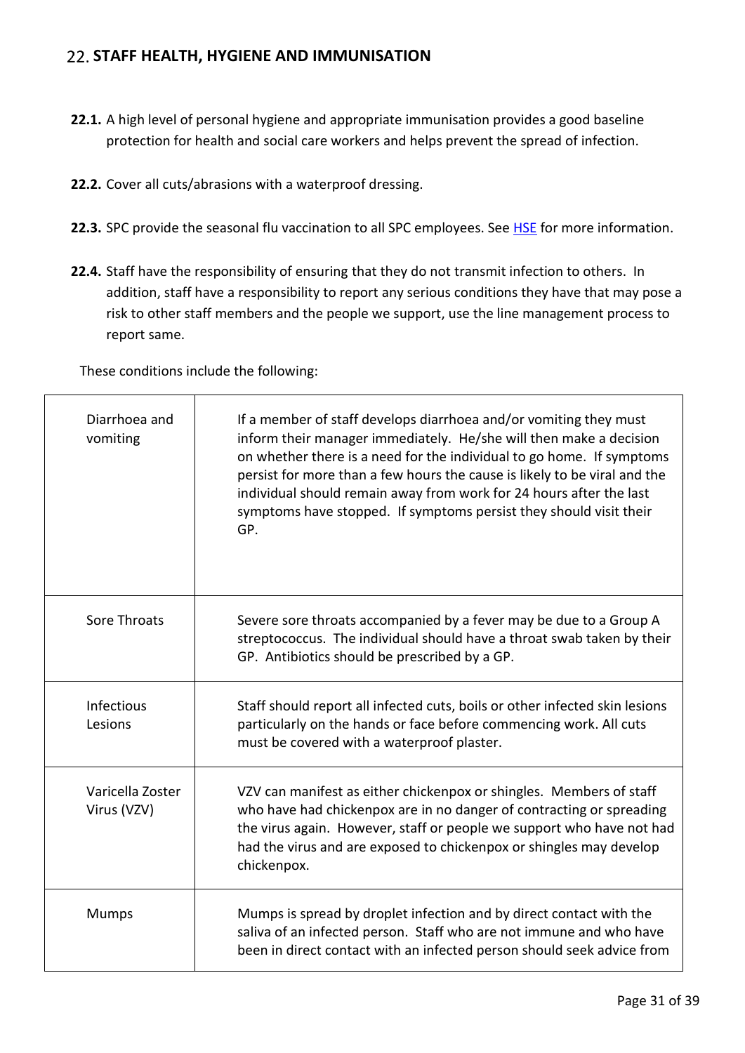## 22. STAFF HEALTH, HYGIENE AND IMMUNISATION

**22.1.** A high level of personal hygiene and appropriate immunisation provides a good baseline protection for health and social care workers and helps prevent the spread of infection.

**22.2.** Cover all cuts/abrasions with a waterproof dressing.

**22.3.** SPC provide the seasonal flu vaccination to all SPC employees. See [HSE](HSE) for more information.

**22.4.** Staff have the responsibility of ensuring that they do not transmit infection to others. In addition, staff have a responsibility to report any serious conditions they have that may pose a risk to other staff members and the people we support, use the line management process to report same.

These conditions include the following:

| | |
|---|---|
| Diarrhoea and vomiting | If a member of staff develops diarrhoea and/or vomiting they must inform their manager immediately. He/she will then make a decision on whether there is a need for the individual to go home. If symptoms persist for more than a few hours the cause is likely to be viral and the individual should remain away from work for 24 hours after the last symptoms have stopped. If symptoms persist they should visit their GP. |
| Sore Throats | Severe sore throats accompanied by a fever may be due to a Group A streptococcus. The individual should have a throat swab taken by their GP. Antibiotics should be prescribed by a GP. |
| Infectious Lesions | Staff should report all infected cuts, boils or other infected skin lesions particularly on the hands or face before commencing work. All cuts must be covered with a waterproof plaster. |
| Varicella Zoster Virus (VZV) | VZV can manifest as either chickenpox or shingles. Members of staff who have had chickenpox are in no danger of contracting or spreading the virus again. However, staff or people we support who have not had had the virus and are exposed to chickenpox or shingles may develop chickenpox. |
| Mumps | Mumps is spread by droplet infection and by direct contact with the saliva of an infected person. Staff who are not immune and who have been in direct contact with an infected person should seek advice from |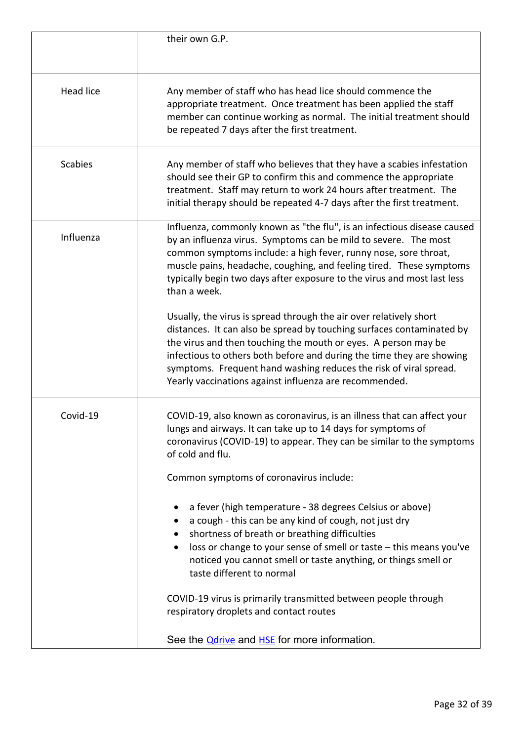|  |  |
|---|---|
|  | their own G.P. |
| Head lice | Any member of staff who has head lice should commence the appropriate treatment. Once treatment has been applied the staff member can continue working as normal. The initial treatment should be repeated 7 days after the first treatment. |
| Scabies | Any member of staff who believes that they have a scabies infestation should see their GP to confirm this and commence the appropriate treatment. Staff may return to work 24 hours after treatment. The initial therapy should be repeated 4-7 days after the first treatment. |
| Influenza | Influenza, commonly known as "the flu", is an infectious disease caused by an influenza virus. Symptoms can be mild to severe. The most common symptoms include: a high fever, runny nose, sore throat, muscle pains, headache, coughing, and feeling tired. These symptoms typically begin two days after exposure to the virus and most last less than a week.<br><br>Usually, the virus is spread through the air over relatively short distances. It can also be spread by touching surfaces contaminated by the virus and then touching the mouth or eyes. A person may be infectious to others both before and during the time they are showing symptoms. Frequent hand washing reduces the risk of viral spread. Yearly vaccinations against influenza are recommended. |
| Covid-19 | COVID-19, also known as coronavirus, is an illness that can affect your lungs and airways. It can take up to 14 days for symptoms of coronavirus (COVID-19) to appear. They can be similar to the symptoms of cold and flu.<br><br>Common symptoms of coronavirus include:<br><br>• a fever (high temperature - 38 degrees Celsius or above)<br>• a cough - this can be any kind of cough, not just dry<br>• shortness of breath or breathing difficulties<br>• loss or change to your sense of smell or taste – this means you've noticed you cannot smell or taste anything, or things smell or taste different to normal<br><br>COVID-19 virus is primarily transmitted between people through respiratory droplets and contact routes<br><br>See the Qdrive and HSE for more information. |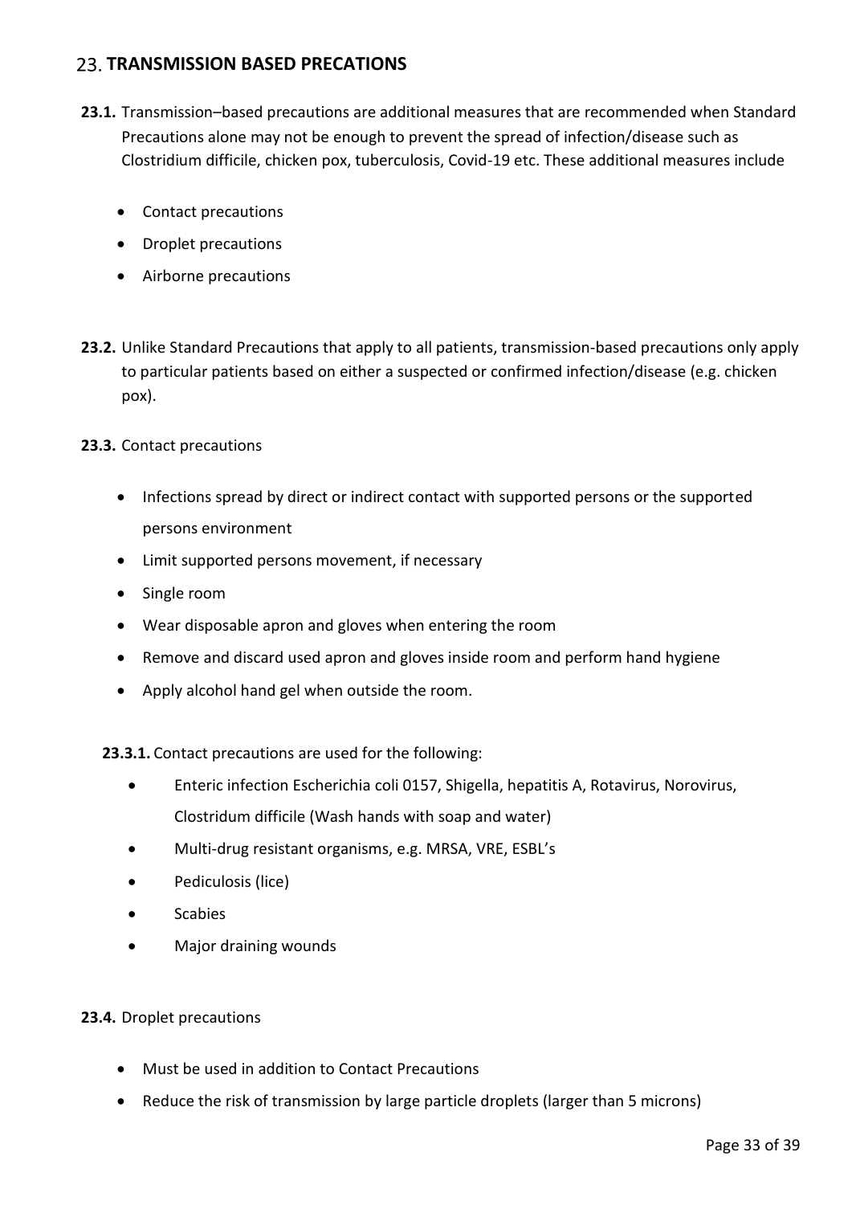## 23. TRANSMISSION BASED PRECATIONS

**23.1.** Transmission–based precautions are additional measures that are recommended when Standard Precautions alone may not be enough to prevent the spread of infection/disease such as Clostridium difficile, chicken pox, tuberculosis, Covid-19 etc. These additional measures include

- Contact precautions
- Droplet precautions
- Airborne precautions

**23.2.** Unlike Standard Precautions that apply to all patients, transmission-based precautions only apply to particular patients based on either a suspected or confirmed infection/disease (e.g. chicken pox).

**23.3.** Contact precautions

- Infections spread by direct or indirect contact with supported persons or the supported persons environment
- Limit supported persons movement, if necessary
- Single room
- Wear disposable apron and gloves when entering the room
- Remove and discard used apron and gloves inside room and perform hand hygiene
- Apply alcohol hand gel when outside the room.

**23.3.1.** Contact precautions are used for the following:

- Enteric infection Escherichia coli 0157, Shigella, hepatitis A, Rotavirus, Norovirus, Clostridum difficile (Wash hands with soap and water)
- Multi-drug resistant organisms, e.g. MRSA, VRE, ESBL's
- Pediculosis (lice)
- Scabies
- Major draining wounds

**23.4.** Droplet precautions

- Must be used in addition to Contact Precautions
- Reduce the risk of transmission by large particle droplets (larger than 5 microns)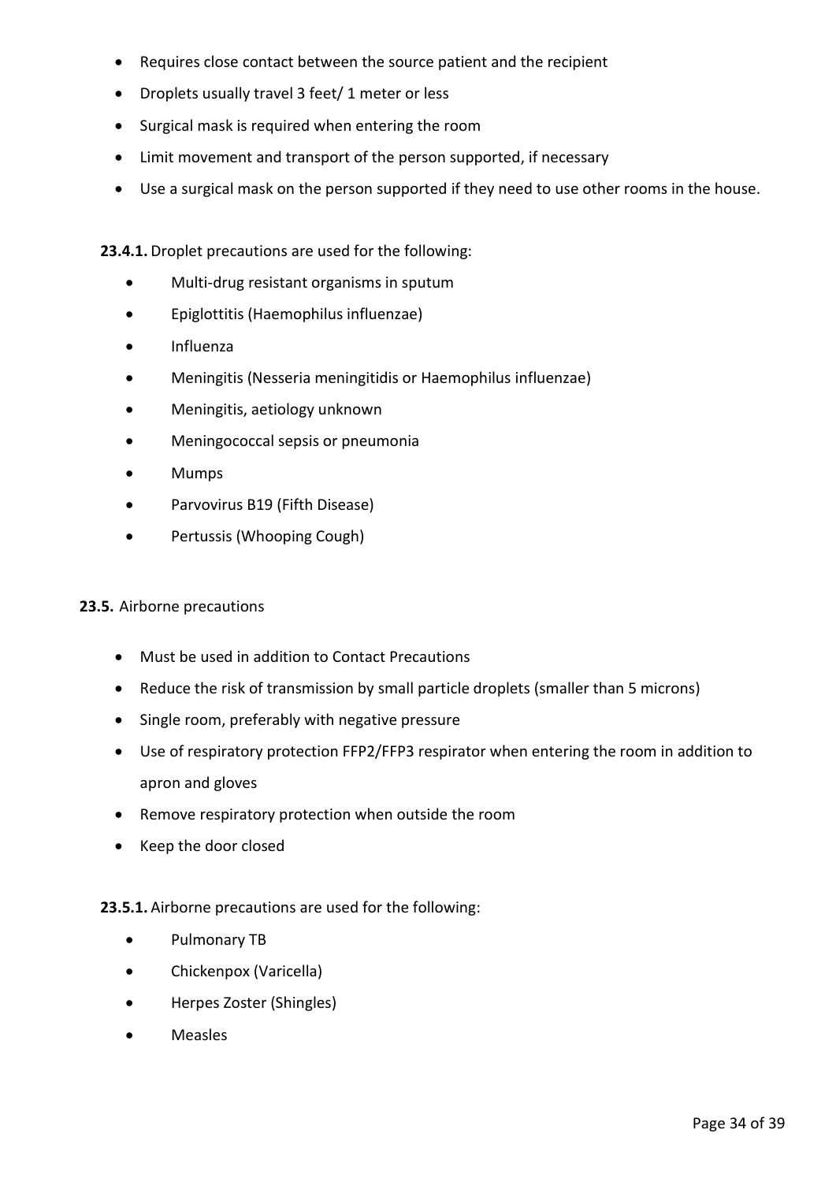- Requires close contact between the source patient and the recipient
- Droplets usually travel 3 feet/ 1 meter or less
- Surgical mask is required when entering the room
- Limit movement and transport of the person supported, if necessary
- Use a surgical mask on the person supported if they need to use other rooms in the house.

**23.4.1.** Droplet precautions are used for the following:

- Multi-drug resistant organisms in sputum
- Epiglottitis (Haemophilus influenzae)
- Influenza
- Meningitis (Nesseria meningitidis or Haemophilus influenzae)
- Meningitis, aetiology unknown
- Meningococcal sepsis or pneumonia
- Mumps
- Parvovirus B19 (Fifth Disease)
- Pertussis (Whooping Cough)

**23.5.** Airborne precautions

- Must be used in addition to Contact Precautions
- Reduce the risk of transmission by small particle droplets (smaller than 5 microns)
- Single room, preferably with negative pressure
- Use of respiratory protection FFP2/FFP3 respirator when entering the room in addition to apron and gloves
- Remove respiratory protection when outside the room
- Keep the door closed

**23.5.1.** Airborne precautions are used for the following:

- Pulmonary TB
- Chickenpox (Varicella)
- Herpes Zoster (Shingles)
- Measles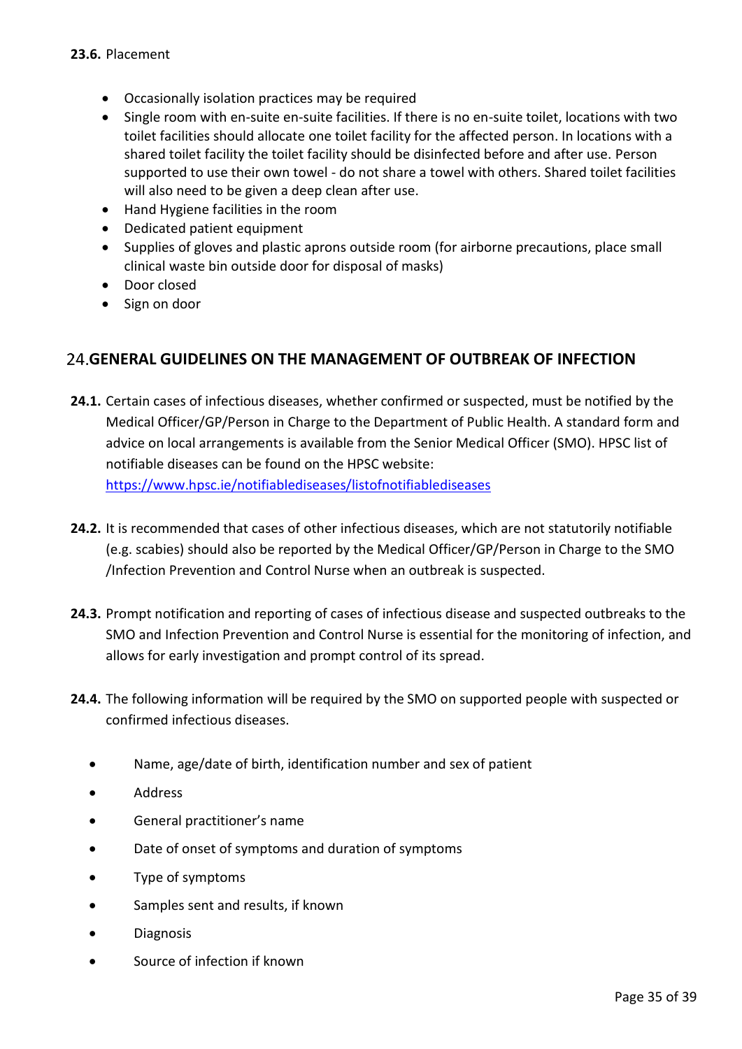**23.6.** Placement

- Occasionally isolation practices may be required
- Single room with en-suite en-suite facilities. If there is no en-suite toilet, locations with two toilet facilities should allocate one toilet facility for the affected person. In locations with a shared toilet facility the toilet facility should be disinfected before and after use. Person supported to use their own towel - do not share a towel with others. Shared toilet facilities will also need to be given a deep clean after use.
- Hand Hygiene facilities in the room
- Dedicated patient equipment
- Supplies of gloves and plastic aprons outside room (for airborne precautions, place small clinical waste bin outside door for disposal of masks)
- Door closed
- Sign on door

## 24. GENERAL GUIDELINES ON THE MANAGEMENT OF OUTBREAK OF INFECTION

**24.1.** Certain cases of infectious diseases, whether confirmed or suspected, must be notified by the Medical Officer/GP/Person in Charge to the Department of Public Health. A standard form and advice on local arrangements is available from the Senior Medical Officer (SMO). HPSC list of notifiable diseases can be found on the HPSC website: [https://www.hpsc.ie/notifiablediseases/listofnotifiablediseases](https://www.hpsc.ie/notifiablediseases/listofnotifiablediseases)

**24.2.** It is recommended that cases of other infectious diseases, which are not statutorily notifiable (e.g. scabies) should also be reported by the Medical Officer/GP/Person in Charge to the SMO /Infection Prevention and Control Nurse when an outbreak is suspected.

**24.3.** Prompt notification and reporting of cases of infectious disease and suspected outbreaks to the SMO and Infection Prevention and Control Nurse is essential for the monitoring of infection, and allows for early investigation and prompt control of its spread.

**24.4.** The following information will be required by the SMO on supported people with suspected or confirmed infectious diseases.

- Name, age/date of birth, identification number and sex of patient
- Address
- General practitioner's name
- Date of onset of symptoms and duration of symptoms
- Type of symptoms
- Samples sent and results, if known
- Diagnosis
- Source of infection if known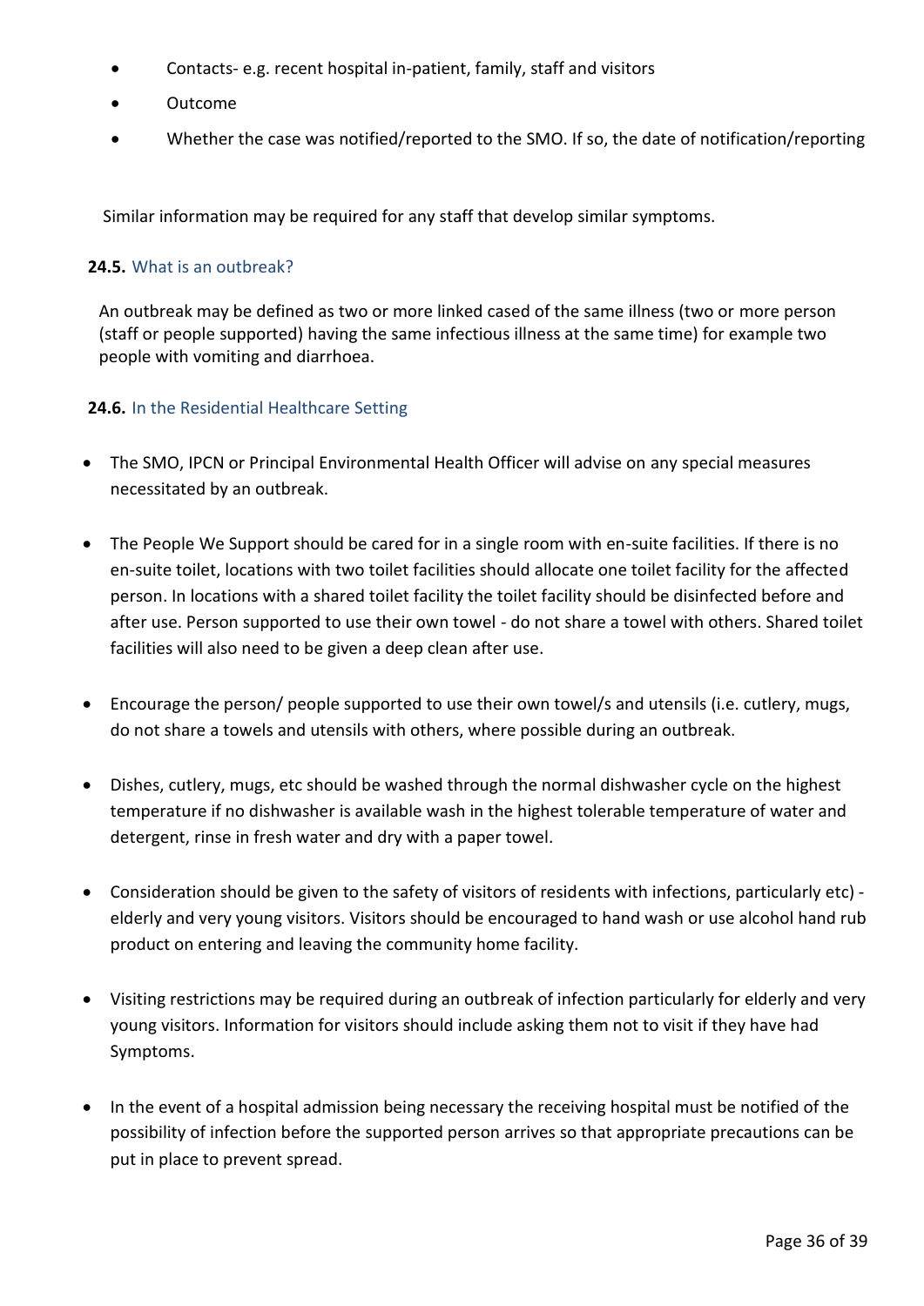- Contacts- e.g. recent hospital in-patient, family, staff and visitors
- Outcome
- Whether the case was notified/reported to the SMO. If so, the date of notification/reporting

Similar information may be required for any staff that develop similar symptoms.

### 24.5. What is an outbreak?

An outbreak may be defined as two or more linked cased of the same illness (two or more person (staff or people supported) having the same infectious illness at the same time) for example two people with vomiting and diarrhoea.

### 24.6. In the Residential Healthcare Setting

- The SMO, IPCN or Principal Environmental Health Officer will advise on any special measures necessitated by an outbreak.

- The People We Support should be cared for in a single room with en-suite facilities. If there is no en-suite toilet, locations with two toilet facilities should allocate one toilet facility for the affected person. In locations with a shared toilet facility the toilet facility should be disinfected before and after use. Person supported to use their own towel - do not share a towel with others. Shared toilet facilities will also need to be given a deep clean after use.

- Encourage the person/ people supported to use their own towel/s and utensils (i.e. cutlery, mugs, do not share a towels and utensils with others, where possible during an outbreak.

- Dishes, cutlery, mugs, etc should be washed through the normal dishwasher cycle on the highest temperature if no dishwasher is available wash in the highest tolerable temperature of water and detergent, rinse in fresh water and dry with a paper towel.

- Consideration should be given to the safety of visitors of residents with infections, particularly etc) - elderly and very young visitors. Visitors should be encouraged to hand wash or use alcohol hand rub product on entering and leaving the community home facility.

- Visiting restrictions may be required during an outbreak of infection particularly for elderly and very young visitors. Information for visitors should include asking them not to visit if they have had Symptoms.

- In the event of a hospital admission being necessary the receiving hospital must be notified of the possibility of infection before the supported person arrives so that appropriate precautions can be put in place to prevent spread.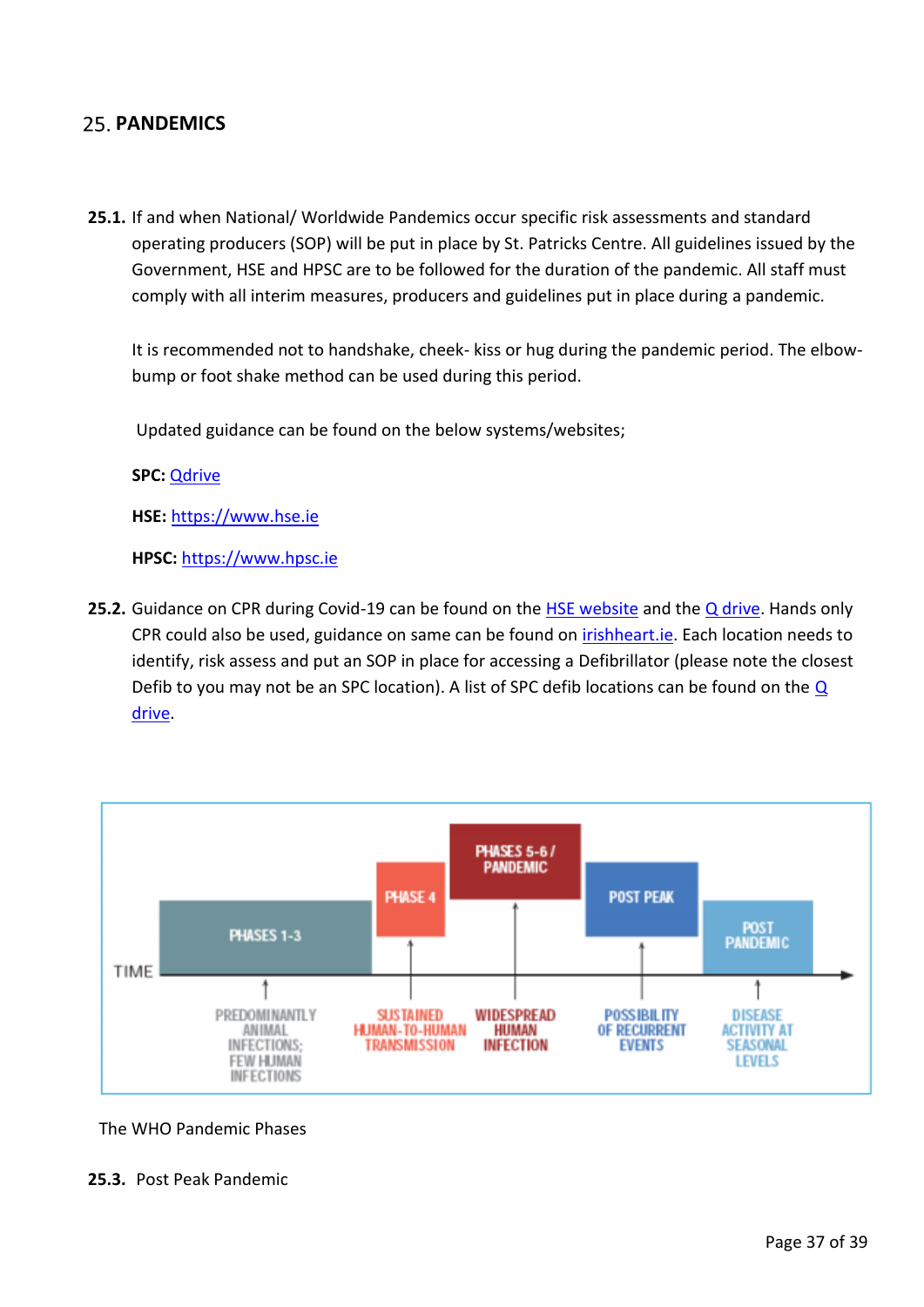## 25. PANDEMICS

**25.1.** If and when National/ Worldwide Pandemics occur specific risk assessments and standard operating producers (SOP) will be put in place by St. Patricks Centre. All guidelines issued by the Government, HSE and HPSC are to be followed for the duration of the pandemic. All staff must comply with all interim measures, producers and guidelines put in place during a pandemic.

It is recommended not to handshake, cheek- kiss or hug during the pandemic period. The elbow-bump or foot shake method can be used during this period.

Updated guidance can be found on the below systems/websites;

**SPC:** Qdrive

**HSE:** https://www.hse.ie

**HPSC:** https://www.hpsc.ie

**25.2.** Guidance on CPR during Covid-19 can be found on the HSE website and the Q drive. Hands only CPR could also be used, guidance on same can be found on irishheart.ie. Each location needs to identify, risk assess and put an SOP in place for accessing a Defibrillator (please note the closest Defib to you may not be an SPC location). A list of SPC defib locations can be found on the Q drive.

| TIME | PHASES 1-3 | PHASE 4 | PHASES 5-6 / PANDEMIC | POST PEAK | POST PANDEMIC |
|---|---|---|---|---|---|
| | PREDOMINANTLY ANIMAL INFECTIONS; FEW HUMAN INFECTIONS | SUSTAINED HUMAN-TO-HUMAN TRANSMISSION | WIDESPREAD HUMAN INFECTION | POSSIBILITY OF RECURRENT EVENTS | DISEASE ACTIVITY AT SEASONAL LEVELS |

The WHO Pandemic Phases

**25.3.** Post Peak Pandemic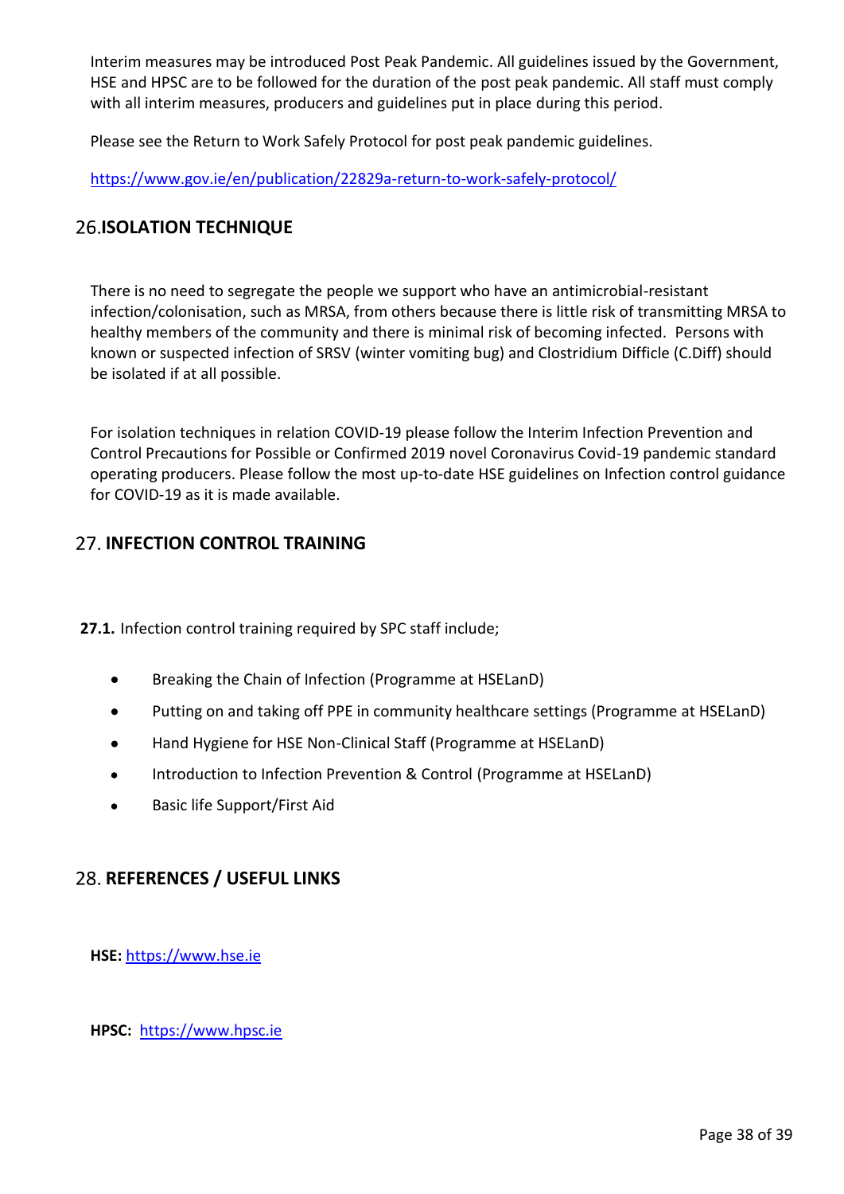Interim measures may be introduced Post Peak Pandemic. All guidelines issued by the Government, HSE and HPSC are to be followed for the duration of the post peak pandemic. All staff must comply with all interim measures, producers and guidelines put in place during this period.

Please see the Return to Work Safely Protocol for post peak pandemic guidelines.

https://www.gov.ie/en/publication/22829a-return-to-work-safely-protocol/

## 26. ISOLATION TECHNIQUE

There is no need to segregate the people we support who have an antimicrobial-resistant infection/colonisation, such as MRSA, from others because there is little risk of transmitting MRSA to healthy members of the community and there is minimal risk of becoming infected. Persons with known or suspected infection of SRSV (winter vomiting bug) and Clostridium Difficle (C.Diff) should be isolated if at all possible.

For isolation techniques in relation COVID-19 please follow the Interim Infection Prevention and Control Precautions for Possible or Confirmed 2019 novel Coronavirus Covid-19 pandemic standard operating producers. Please follow the most up-to-date HSE guidelines on Infection control guidance for COVID-19 as it is made available.

## 27. INFECTION CONTROL TRAINING

**27.1.** Infection control training required by SPC staff include;

- Breaking the Chain of Infection (Programme at HSELanD)
- Putting on and taking off PPE in community healthcare settings (Programme at HSELanD)
- Hand Hygiene for HSE Non-Clinical Staff (Programme at HSELanD)
- Introduction to Infection Prevention & Control (Programme at HSELanD)
- Basic life Support/First Aid

## 28. REFERENCES / USEFUL LINKS

**HSE:** https://www.hse.ie

**HPSC:** https://www.hpsc.ie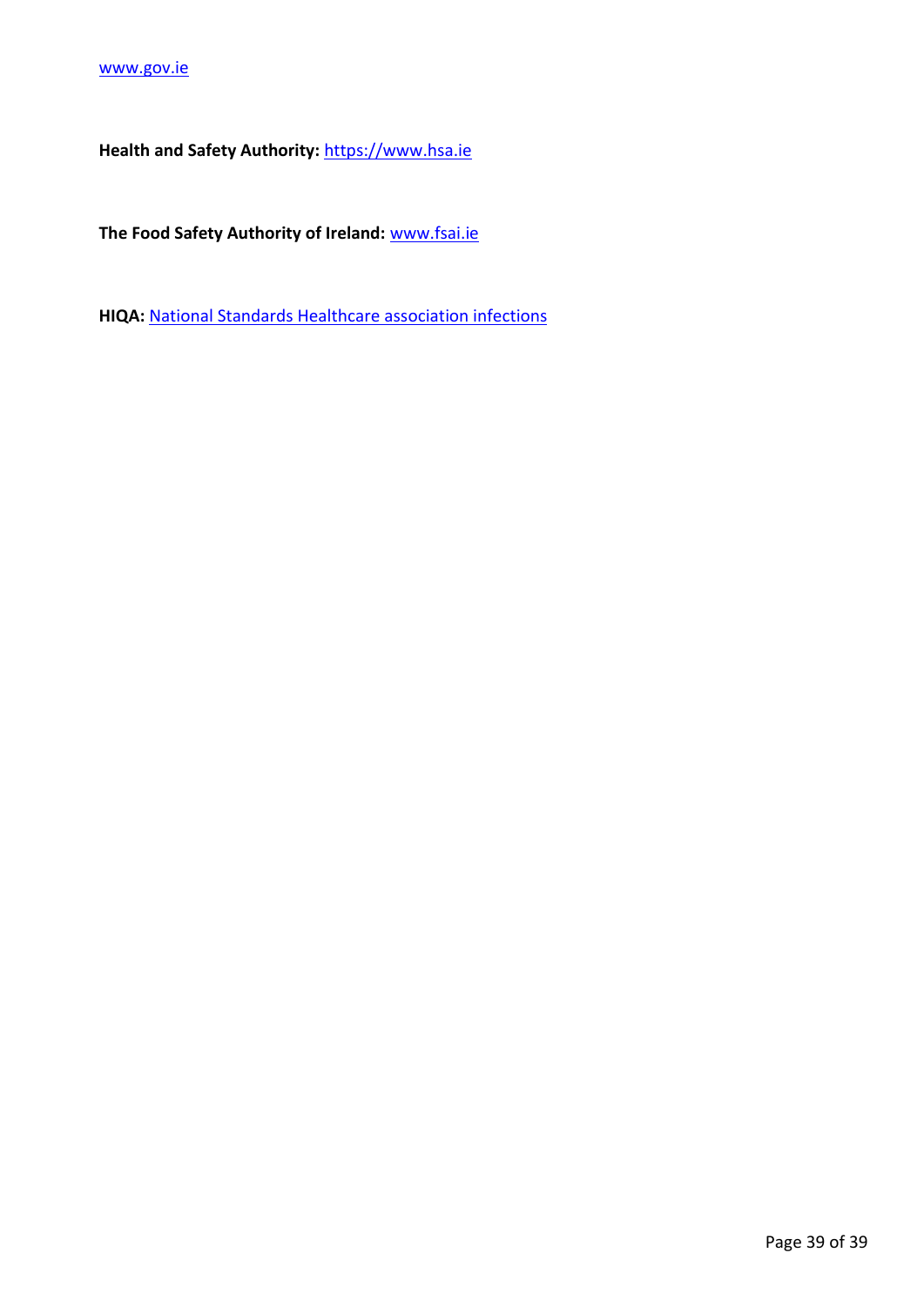www.gov.ie

**Health and Safety Authority:** https://www.hsa.ie

**The Food Safety Authority of Ireland:** www.fsai.ie

**HIQA:** National Standards Healthcare association infections